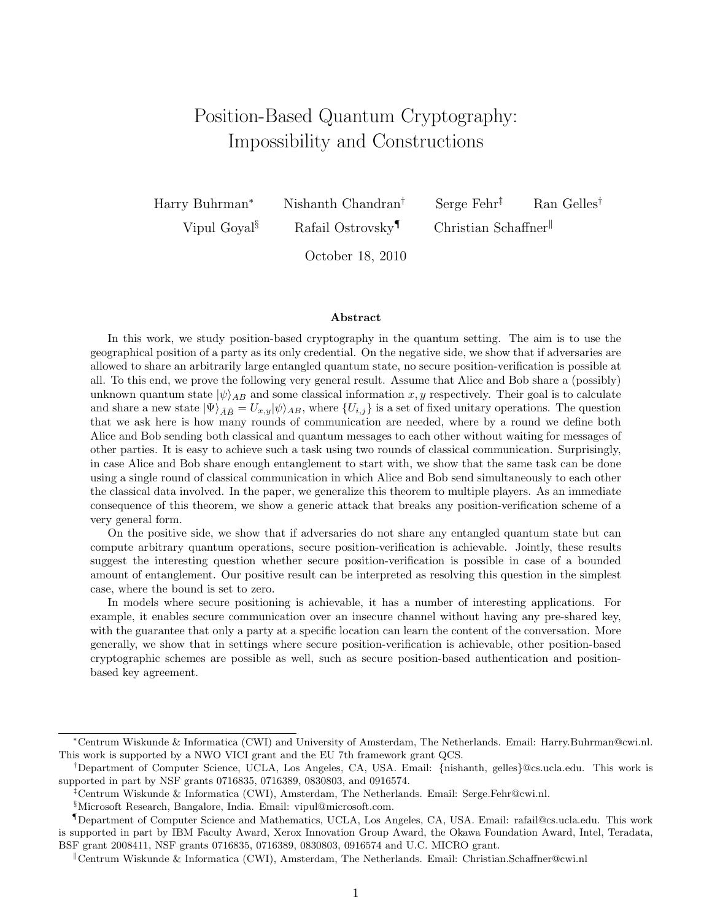# Position-Based Quantum Cryptography: Impossibility and Constructions

Harry Buhrman[*] Nishanth Chandran[†] Serge Fehr[‡] Ran Gelles[†]
Vipul Goyal[§] Rafail Ostrovsky[¶] Christian Schaffner[‖]

October 18, 2010

## Abstract

In this work, we study position-based cryptography in the quantum setting. The aim is to use the geographical position of a party as its only credential. On the negative side, we show that if adversaries are allowed to share an arbitrarily large entangled quantum state, no secure position-verification is possible at all. To this end, we prove the following very general result. Assume that Alice and Bob share a (possibly) unknown quantum state $|\psi\rangle_{AB}$ and some classical information $x, y$ respectively. Their goal is to calculate and share a new state $|\Psi\rangle_{\tilde{A}\tilde{B}} = U_{x,y}|\psi\rangle_{AB}$, where $\{U_{i,j}\}$ is a set of fixed unitary operations. The question that we ask here is how many rounds of communication are needed, where by a round we define both Alice and Bob sending both classical and quantum messages to each other without waiting for messages of other parties. It is easy to achieve such a task using two rounds of classical communication. Surprisingly, in case Alice and Bob share enough entanglement to start with, we show that the same task can be done using a single round of classical communication in which Alice and Bob send simultaneously to each other the classical data involved. In the paper, we generalize this theorem to multiple players. As an immediate consequence of this theorem, we show a generic attack that breaks any position-verification scheme of a very general form.

On the positive side, we show that if adversaries do not share any entangled quantum state but can compute arbitrary quantum operations, secure position-verification is achievable. Jointly, these results suggest the interesting question whether secure position-verification is possible in case of a bounded amount of entanglement. Our positive result can be interpreted as resolving this question in the simplest case, where the bound is set to zero.

In models where secure positioning is achievable, it has a number of interesting applications. For example, it enables secure communication over an insecure channel without having any pre-shared key, with the guarantee that only a party at a specific location can learn the content of the conversation. More generally, we show that in settings where secure position-verification is achievable, other position-based cryptographic schemes are possible as well, such as secure position-based authentication and position-based key agreement.

---

[*] Centrum Wiskunde & Informatica (CWI) and University of Amsterdam, The Netherlands. Email: Harry.Buhrman@cwi.nl. This work is supported by a NWO VICI grant and the EU 7th framework grant QCS.

[†] Department of Computer Science, UCLA, Los Angeles, CA, USA. Email: {nishanth, gelles}@cs.ucla.edu. This work is supported in part by NSF grants 0716835, 0716389, 0830803, and 0916574.

[‡] Centrum Wiskunde & Informatica (CWI), Amsterdam, The Netherlands. Email: Serge.Fehr@cwi.nl.

[§] Microsoft Research, Bangalore, India. Email: vipul@microsoft.com.

[¶] Department of Computer Science and Mathematics, UCLA, Los Angeles, CA, USA. Email: rafail@cs.ucla.edu. This work is supported in part by IBM Faculty Award, Xerox Innovation Group Award, the Okawa Foundation Award, Intel, Teradata, BSF grant 2008411, NSF grants 0716835, 0716389, 0830803, 0916574 and U.C. MICRO grant.

[‖] Centrum Wiskunde & Informatica (CWI), Amsterdam, The Netherlands. Email: Christian.Schaffner@cwi.nl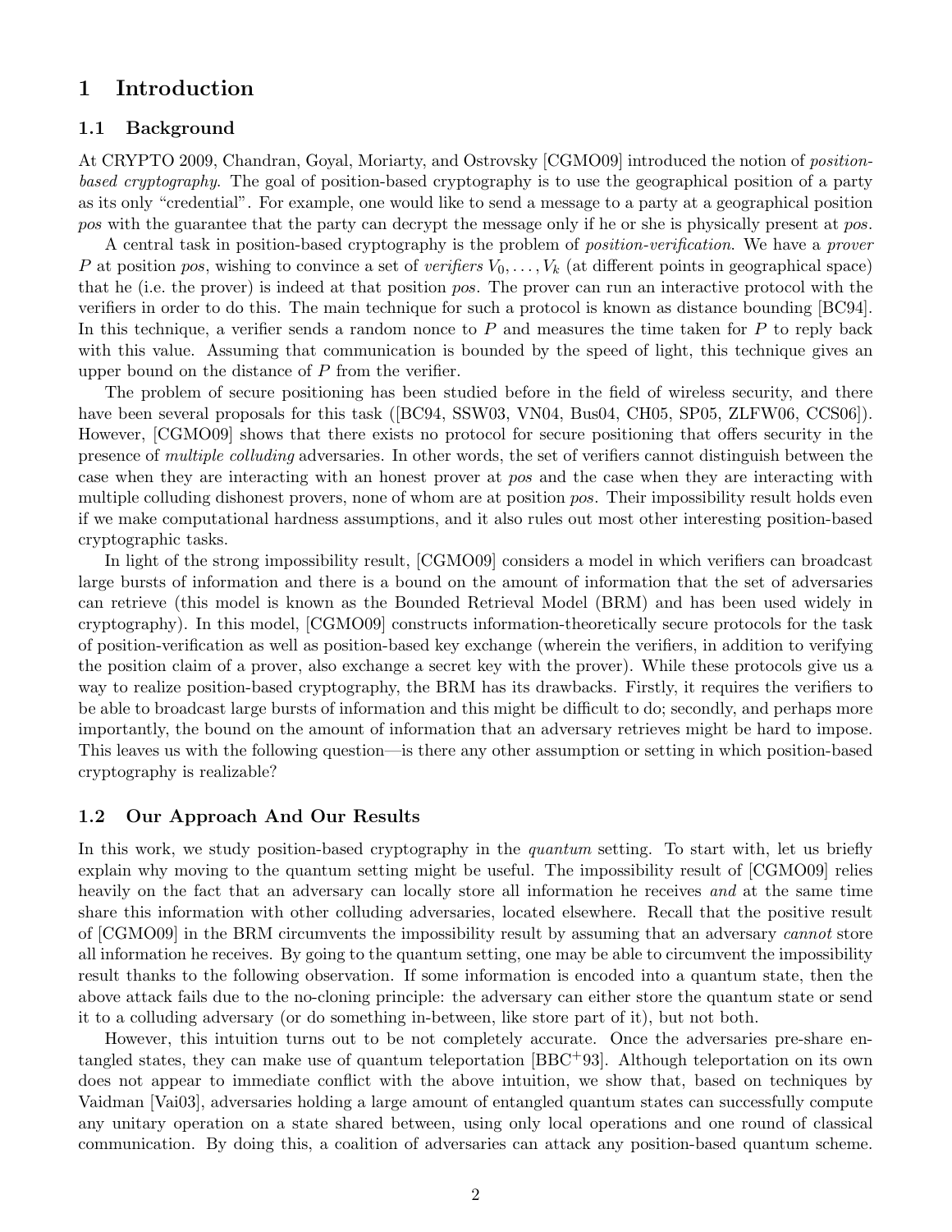# 1 Introduction

## 1.1 Background

At CRYPTO 2009, Chandran, Goyal, Moriarty, and Ostrovsky [CGMO09] introduced the notion of *position-based cryptography*. The goal of position-based cryptography is to use the geographical position of a party as its only "credential". For example, one would like to send a message to a party at a geographical position *pos* with the guarantee that the party can decrypt the message only if he or she is physically present at *pos*.

A central task in position-based cryptography is the problem of *position-verification*. We have a *prover* $P$ at position *pos*, wishing to convince a set of *verifiers* $V_0, \dots, V_k$ (at different points in geographical space) that he (i.e. the prover) is indeed at that position *pos*. The prover can run an interactive protocol with the verifiers in order to do this. The main technique for such a protocol is known as distance bounding [BC94]. In this technique, a verifier sends a random nonce to $P$ and measures the time taken for $P$ to reply back with this value. Assuming that communication is bounded by the speed of light, this technique gives an upper bound on the distance of $P$ from the verifier.

The problem of secure positioning has been studied before in the field of wireless security, and there have been several proposals for this task ([BC94, SSW03, VN04, Bus04, CH05, SP05, ZLFW06, CCS06]). However, [CGMO09] shows that there exists no protocol for secure positioning that offers security in the presence of *multiple colluding* adversaries. In other words, the set of verifiers cannot distinguish between the case when they are interacting with an honest prover at *pos* and the case when they are interacting with multiple colluding dishonest provers, none of whom are at position *pos*. Their impossibility result holds even if we make computational hardness assumptions, and it also rules out most other interesting position-based cryptographic tasks.

In light of the strong impossibility result, [CGMO09] considers a model in which verifiers can broadcast large bursts of information and there is a bound on the amount of information that the set of adversaries can retrieve (this model is known as the Bounded Retrieval Model (BRM) and has been used widely in cryptography). In this model, [CGMO09] constructs information-theoretically secure protocols for the task of position-verification as well as position-based key exchange (wherein the verifiers, in addition to verifying the position claim of a prover, also exchange a secret key with the prover). While these protocols give us a way to realize position-based cryptography, the BRM has its drawbacks. Firstly, it requires the verifiers to be able to broadcast large bursts of information and this might be difficult to do; secondly, and perhaps more importantly, the bound on the amount of information that an adversary retrieves might be hard to impose. This leaves us with the following question—is there any other assumption or setting in which position-based cryptography is realizable?

## 1.2 Our Approach And Our Results

In this work, we study position-based cryptography in the *quantum* setting. To start with, let us briefly explain why moving to the quantum setting might be useful. The impossibility result of [CGMO09] relies heavily on the fact that an adversary can locally store all information he receives *and* at the same time share this information with other colluding adversaries, located elsewhere. Recall that the positive result of [CGMO09] in the BRM circumvents the impossibility result by assuming that an adversary *cannot* store all information he receives. By going to the quantum setting, one may be able to circumvent the impossibility result thanks to the following observation. If some information is encoded into a quantum state, then the above attack fails due to the no-cloning principle: the adversary can either store the quantum state or send it to a colluding adversary (or do something in-between, like store part of it), but not both.

However, this intuition turns out to be not completely accurate. Once the adversaries pre-share entangled states, they can make use of quantum teleportation [BBC+93]. Although teleportation on its own does not appear to immediate conflict with the above intuition, we show that, based on techniques by Vaidman [Vai03], adversaries holding a large amount of entangled quantum states can successfully compute any unitary operation on a state shared between, using only local operations and one round of classical communication. By doing this, a coalition of adversaries can attack any position-based quantum scheme.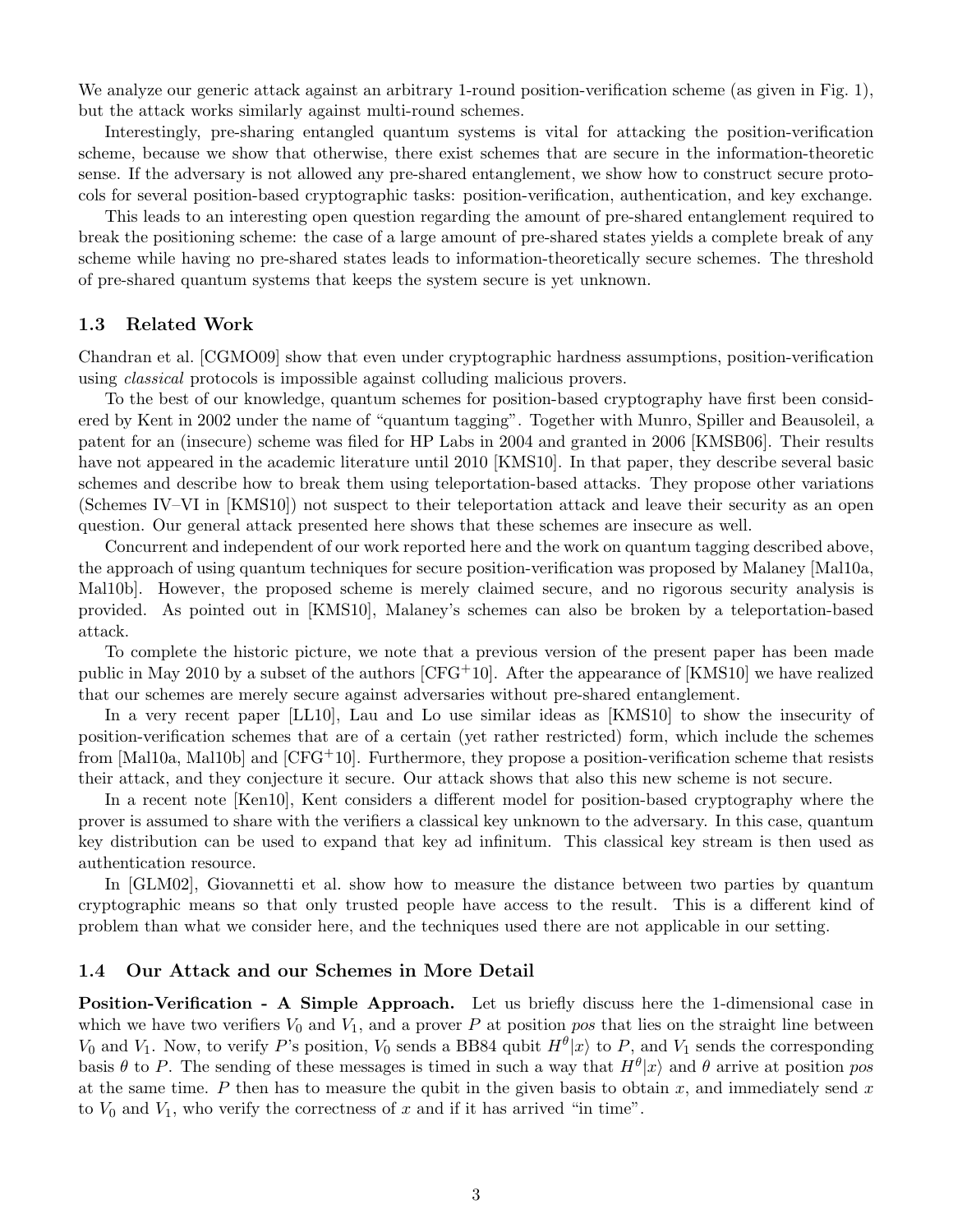We analyze our generic attack against an arbitrary 1-round position-verification scheme (as given in Fig. 1), but the attack works similarly against multi-round schemes.

Interestingly, pre-sharing entangled quantum systems is vital for attacking the position-verification scheme, because we show that otherwise, there exist schemes that are secure in the information-theoretic sense. If the adversary is not allowed any pre-shared entanglement, we show how to construct secure protocols for several position-based cryptographic tasks: position-verification, authentication, and key exchange.

This leads to an interesting open question regarding the amount of pre-shared entanglement required to break the positioning scheme: the case of a large amount of pre-shared states yields a complete break of any scheme while having no pre-shared states leads to information-theoretically secure schemes. The threshold of pre-shared quantum systems that keeps the system secure is yet unknown.

### 1.3 Related Work

Chandran et al. [CGMO09] show that even under cryptographic hardness assumptions, position-verification using *classical* protocols is impossible against colluding malicious provers.

To the best of our knowledge, quantum schemes for position-based cryptography have first been considered by Kent in 2002 under the name of "quantum tagging". Together with Munro, Spiller and Beausoleil, a patent for an (insecure) scheme was filed for HP Labs in 2004 and granted in 2006 [KMSB06]. Their results have not appeared in the academic literature until 2010 [KMS10]. In that paper, they describe several basic schemes and describe how to break them using teleportation-based attacks. They propose other variations (Schemes IV–VI in [KMS10]) not suspect to their teleportation attack and leave their security as an open question. Our general attack presented here shows that these schemes are insecure as well.

Concurrent and independent of our work reported here and the work on quantum tagging described above, the approach of using quantum techniques for secure position-verification was proposed by Malaney [Mal10a, Mal10b]. However, the proposed scheme is merely claimed secure, and no rigorous security analysis is provided. As pointed out in [KMS10], Malaney's schemes can also be broken by a teleportation-based attack.

To complete the historic picture, we note that a previous version of the present paper has been made public in May 2010 by a subset of the authors [CFG+10]. After the appearance of [KMS10] we have realized that our schemes are merely secure against adversaries without pre-shared entanglement.

In a very recent paper [LL10], Lau and Lo use similar ideas as [KMS10] to show the insecurity of position-verification schemes that are of a certain (yet rather restricted) form, which include the schemes from [Mal10a, Mal10b] and [CFG+10]. Furthermore, they propose a position-verification scheme that resists their attack, and they conjecture it secure. Our attack shows that also this new scheme is not secure.

In a recent note [Ken10], Kent considers a different model for position-based cryptography where the prover is assumed to share with the verifiers a classical key unknown to the adversary. In this case, quantum key distribution can be used to expand that key ad infinitum. This classical key stream is then used as authentication resource.

In [GLM02], Giovannetti et al. show how to measure the distance between two parties by quantum cryptographic means so that only trusted people have access to the result. This is a different kind of problem than what we consider here, and the techniques used there are not applicable in our setting.

### 1.4 Our Attack and our Schemes in More Detail

**Position-Verification - A Simple Approach.** Let us briefly discuss here the 1-dimensional case in which we have two verifiers $V_0$ and $V_1$, and a prover $P$ at position *pos* that lies on the straight line between $V_0$ and $V_1$. Now, to verify $P$'s position, $V_0$ sends a BB84 qubit $H^\theta|x\rangle$ to $P$, and $V_1$ sends the corresponding basis $\theta$ to $P$. The sending of these messages is timed in such a way that $H^\theta|x\rangle$ and $\theta$ arrive at position *pos* at the same time. $P$ then has to measure the qubit in the given basis to obtain $x$, and immediately send $x$ to $V_0$ and $V_1$, who verify the correctness of $x$ and if it has arrived "in time".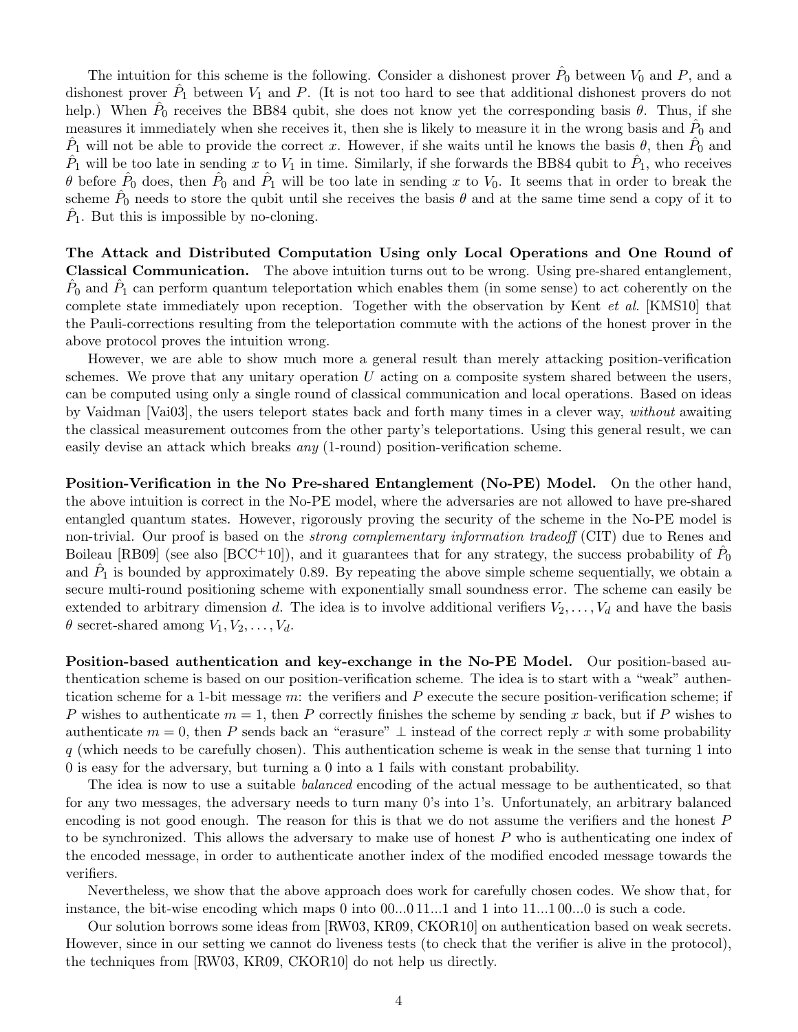The intuition for this scheme is the following. Consider a dishonest prover $\hat{P}_0$ between $V_0$ and $P$, and a dishonest prover $\hat{P}_1$ between $V_1$ and $P$. (It is not too hard to see that additional dishonest provers do not help.) When $\hat{P}_0$ receives the BB84 qubit, she does not know yet the corresponding basis $\theta$. Thus, if she measures it immediately when she receives it, then she is likely to measure it in the wrong basis and $\hat{P}_0$ and $\hat{P}_1$ will not be able to provide the correct $x$. However, if she waits until he knows the basis $\theta$, then $\hat{P}_0$ and $\hat{P}_1$ will be too late in sending $x$ to $V_1$ in time. Similarly, if she forwards the BB84 qubit to $\hat{P}_1$, who receives $\theta$ before $\hat{P}_0$ does, then $\hat{P}_0$ and $\hat{P}_1$ will be too late in sending $x$ to $V_0$. It seems that in order to break the scheme $\hat{P}_0$ needs to store the qubit until she receives the basis $\theta$ and at the same time send a copy of it to $\hat{P}_1$. But this is impossible by no-cloning.

**The Attack and Distributed Computation Using only Local Operations and One Round of Classical Communication.** The above intuition turns out to be wrong. Using pre-shared entanglement, $\hat{P}_0$ and $\hat{P}_1$ can perform quantum teleportation which enables them (in some sense) to act coherently on the complete state immediately upon reception. Together with the observation by Kent *et al.* [KMS10] that the Pauli-corrections resulting from the teleportation commute with the actions of the honest prover in the above protocol proves the intuition wrong.

However, we are able to show much more a general result than merely attacking position-verification schemes. We prove that any unitary operation $U$ acting on a composite system shared between the users, can be computed using only a single round of classical communication and local operations. Based on ideas by Vaidman [Vai03], the users teleport states back and forth many times in a clever way, *without* awaiting the classical measurement outcomes from the other party's teleportations. Using this general result, we can easily devise an attack which breaks *any* (1-round) position-verification scheme.

**Position-Verification in the No Pre-shared Entanglement (No-PE) Model.** On the other hand, the above intuition is correct in the No-PE model, where the adversaries are not allowed to have pre-shared entangled quantum states. However, rigorously proving the security of the scheme in the No-PE model is non-trivial. Our proof is based on the *strong complementary information tradeoff* (CIT) due to Renes and Boileau [RB09] (see also [BCC+10]), and it guarantees that for any strategy, the success probability of $\hat{P}_0$ and $\hat{P}_1$ is bounded by approximately 0.89. By repeating the above simple scheme sequentially, we obtain a secure multi-round positioning scheme with exponentially small soundness error. The scheme can easily be extended to arbitrary dimension $d$. The idea is to involve additional verifiers $V_2, \ldots, V_d$ and have the basis $\theta$ secret-shared among $V_1, V_2, \ldots, V_d$.

**Position-based authentication and key-exchange in the No-PE Model.** Our position-based authentication scheme is based on our position-verification scheme. The idea is to start with a "weak" authentication scheme for a 1-bit message $m$: the verifiers and $P$ execute the secure position-verification scheme; if $P$ wishes to authenticate $m = 1$, then $P$ correctly finishes the scheme by sending $x$ back, but if $P$ wishes to authenticate $m = 0$, then $P$ sends back an "erasure" $\perp$ instead of the correct reply $x$ with some probability $q$ (which needs to be carefully chosen). This authentication scheme is weak in the sense that turning 1 into 0 is easy for the adversary, but turning a 0 into a 1 fails with constant probability.

The idea is now to use a suitable *balanced* encoding of the actual message to be authenticated, so that for any two messages, the adversary needs to turn many 0's into 1's. Unfortunately, an arbitrary balanced encoding is not good enough. The reason for this is that we do not assume the verifiers and the honest $P$ to be synchronized. This allows the adversary to make use of honest $P$ who is authenticating one index of the encoded message, in order to authenticate another index of the modified encoded message towards the verifiers.

Nevertheless, we show that the above approach does work for carefully chosen codes. We show that, for instance, the bit-wise encoding which maps 0 into 00...0 11...1 and 1 into 11...1 00...0 is such a code.

Our solution borrows some ideas from [RW03, KR09, CKOR10] on authentication based on weak secrets. However, since in our setting we cannot do liveness tests (to check that the verifier is alive in the protocol), the techniques from [RW03, KR09, CKOR10] do not help us directly.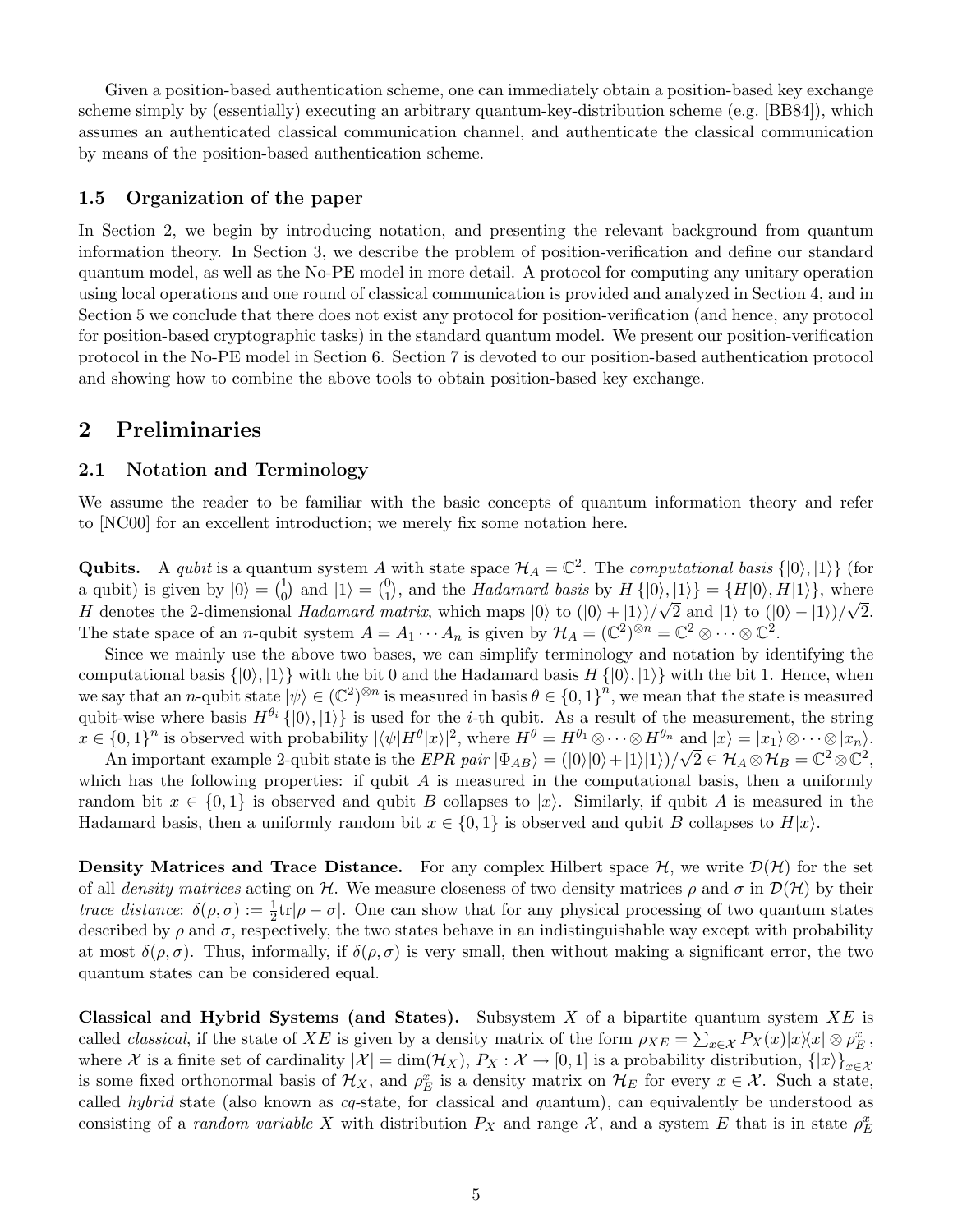Given a position-based authentication scheme, one can immediately obtain a position-based key exchange scheme simply by (essentially) executing an arbitrary quantum-key-distribution scheme (e.g. [BB84]), which assumes an authenticated classical communication channel, and authenticate the classical communication by means of the position-based authentication scheme.

### 1.5 Organization of the paper

In Section 2, we begin by introducing notation, and presenting the relevant background from quantum information theory. In Section 3, we describe the problem of position-verification and define our standard quantum model, as well as the No-PE model in more detail. A protocol for computing any unitary operation using local operations and one round of classical communication is provided and analyzed in Section 4, and in Section 5 we conclude that there does not exist any protocol for position-verification (and hence, any protocol for position-based cryptographic tasks) in the standard quantum model. We present our position-verification protocol in the No-PE model in Section 6. Section 7 is devoted to our position-based authentication protocol and showing how to combine the above tools to obtain position-based key exchange.

## 2 Preliminaries

### 2.1 Notation and Terminology

We assume the reader to be familiar with the basic concepts of quantum information theory and refer to [NC00] for an excellent introduction; we merely fix some notation here.

**Qubits.** A *qubit* is a quantum system $A$ with state space $\mathcal{H}_A = \mathbb{C}^2$. The *computational basis* $\{|0\rangle, |1\rangle\}$ (for a qubit) is given by $|0\rangle = \binom{1}{0}$ and $|1\rangle = \binom{0}{1}$, and the *Hadamard basis* by $H\{|0\rangle, |1\rangle\} = \{H|0\rangle, H|1\rangle\}$, where $H$ denotes the 2-dimensional *Hadamard matrix*, which maps $|0\rangle$ to $(|0\rangle + |1\rangle)/\sqrt{2}$ and $|1\rangle$ to $(|0\rangle - |1\rangle)/\sqrt{2}$. The state space of an $n$-qubit system $A = A_1 \cdots A_n$ is given by $\mathcal{H}_A = (\mathbb{C}^2)^{\otimes n} = \mathbb{C}^2 \otimes \cdots \otimes \mathbb{C}^2$.

Since we mainly use the above two bases, we can simplify terminology and notation by identifying the computational basis $\{|0\rangle, |1\rangle\}$ with the bit 0 and the Hadamard basis $H\{|0\rangle, |1\rangle\}$ with the bit 1. Hence, when we say that an $n$-qubit state $|\psi\rangle \in (\mathbb{C}^2)^{\otimes n}$ is measured in basis $\theta \in \{0,1\}^n$, we mean that the state is measured qubit-wise where basis $H^{\theta_i}\{|0\rangle, |1\rangle\}$ is used for the $i$-th qubit. As a result of the measurement, the string $x \in \{0,1\}^n$ is observed with probability $|\langle\psi|H^\theta|x\rangle|^2$, where $H^\theta = H^{\theta_1} \otimes \cdots \otimes H^{\theta_n}$ and $|x\rangle = |x_1\rangle \otimes \cdots \otimes |x_n\rangle$.

An important example 2-qubit state is the *EPR pair* $|\Phi_{AB}\rangle = (|0\rangle|0\rangle + |1\rangle|1\rangle)/\sqrt{2} \in \mathcal{H}_A \otimes \mathcal{H}_B = \mathbb{C}^2 \otimes \mathbb{C}^2$, which has the following properties: if qubit $A$ is measured in the computational basis, then a uniformly random bit $x \in \{0,1\}$ is observed and qubit $B$ collapses to $|x\rangle$. Similarly, if qubit $A$ is measured in the Hadamard basis, then a uniformly random bit $x \in \{0,1\}$ is observed and qubit $B$ collapses to $H|x\rangle$.

**Density Matrices and Trace Distance.** For any complex Hilbert space $\mathcal{H}$, we write $\mathcal{D}(\mathcal{H})$ for the set of all *density matrices* acting on $\mathcal{H}$. We measure closeness of two density matrices $\rho$ and $\sigma$ in $\mathcal{D}(\mathcal{H})$ by their *trace distance*: $\delta(\rho, \sigma) := \frac{1}{2}\mathrm{tr}|\rho - \sigma|$. One can show that for any physical processing of two quantum states described by $\rho$ and $\sigma$, respectively, the two states behave in an indistinguishable way except with probability at most $\delta(\rho, \sigma)$. Thus, informally, if $\delta(\rho, \sigma)$ is very small, then without making a significant error, the two quantum states can be considered equal.

**Classical and Hybrid Systems (and States).** Subsystem $X$ of a bipartite quantum system $XE$ is called *classical*, if the state of $XE$ is given by a density matrix of the form $\rho_{XE} = \sum_{x \in \mathcal{X}} P_X(x)|x\rangle\langle x| \otimes \rho_E^x$, where $\mathcal{X}$ is a finite set of cardinality $|\mathcal{X}| = \dim(\mathcal{H}_X)$, $P_X : \mathcal{X} \to [0,1]$ is a probability distribution, $\{|x\rangle\}_{x \in \mathcal{X}}$ is some fixed orthonormal basis of $\mathcal{H}_X$, and $\rho_E^x$ is a density matrix on $\mathcal{H}_E$ for every $x \in \mathcal{X}$. Such a state, called *hybrid* state (also known as *cq*-state, for *c*lassical and *q*uantum), can equivalently be understood as consisting of a *random variable* $X$ with distribution $P_X$ and range $\mathcal{X}$, and a system $E$ that is in state $\rho_E^x$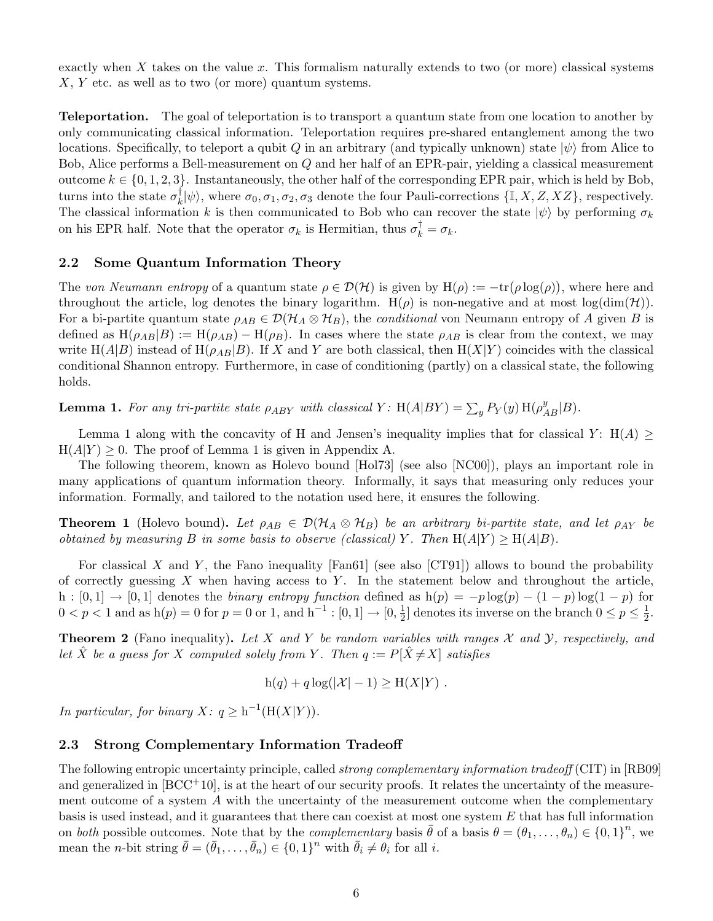exactly when $X$ takes on the value $x$. This formalism naturally extends to two (or more) classical systems $X$, $Y$ etc. as well as to two (or more) quantum systems.

**Teleportation.** The goal of teleportation is to transport a quantum state from one location to another by only communicating classical information. Teleportation requires pre-shared entanglement among the two locations. Specifically, to teleport a qubit $Q$ in an arbitrary (and typically unknown) state $|\psi\rangle$ from Alice to Bob, Alice performs a Bell-measurement on $Q$ and her half of an EPR-pair, yielding a classical measurement outcome $k \in \{0, 1, 2, 3\}$. Instantaneously, the other half of the corresponding EPR pair, which is held by Bob, turns into the state $\sigma_k^\dagger|\psi\rangle$, where $\sigma_0, \sigma_1, \sigma_2, \sigma_3$ denote the four Pauli-corrections $\{\mathbb{I}, X, Z, XZ\}$, respectively. The classical information $k$ is then communicated to Bob who can recover the state $|\psi\rangle$ by performing $\sigma_k$ on his EPR half. Note that the operator $\sigma_k$ is Hermitian, thus $\sigma_k^\dagger = \sigma_k$.

## 2.2 Some Quantum Information Theory

The *von Neumann entropy* of a quantum state $\rho \in \mathcal{D}(\mathcal{H})$ is given by $\mathrm{H}(\rho) := -\mathrm{tr}(\rho \log(\rho))$, where here and throughout the article, log denotes the binary logarithm. $\mathrm{H}(\rho)$ is non-negative and at most $\log(\dim(\mathcal{H}))$. For a bi-partite quantum state $\rho_{AB} \in \mathcal{D}(\mathcal{H}_A \otimes \mathcal{H}_B)$, the *conditional* von Neumann entropy of $A$ given $B$ is defined as $\mathrm{H}(\rho_{AB}|B) := \mathrm{H}(\rho_{AB}) - \mathrm{H}(\rho_B)$. In cases where the state $\rho_{AB}$ is clear from the context, we may write $\mathrm{H}(A|B)$ instead of $\mathrm{H}(\rho_{AB}|B)$. If $X$ and $Y$ are both classical, then $\mathrm{H}(X|Y)$ coincides with the classical conditional Shannon entropy. Furthermore, in case of conditioning (partly) on a classical state, the following holds.

**Lemma 1.** *For any tri-partite state $\rho_{ABY}$ with classical $Y$: $\mathrm{H}(A|BY) = \sum_y P_Y(y)\,\mathrm{H}(\rho_{AB}^y|B)$.*

Lemma 1 along with the concavity of H and Jensen's inequality implies that for classical $Y$: $\mathrm{H}(A) \geq \mathrm{H}(A|Y) \geq 0$. The proof of Lemma 1 is given in Appendix A.

The following theorem, known as Holevo bound [Hol73] (see also [NC00]), plays an important role in many applications of quantum information theory. Informally, it says that measuring only reduces your information. Formally, and tailored to the notation used here, it ensures the following.

**Theorem 1** (Holevo bound)**.** *Let $\rho_{AB} \in \mathcal{D}(\mathcal{H}_A \otimes \mathcal{H}_B)$ be an arbitrary bi-partite state, and let $\rho_{AY}$ be obtained by measuring $B$ in some basis to observe (classical) $Y$. Then $\mathrm{H}(A|Y) \geq \mathrm{H}(A|B)$.*

For classical $X$ and $Y$, the Fano inequality [Fan61] (see also [CT91]) allows to bound the probability of correctly guessing $X$ when having access to $Y$. In the statement below and throughout the article, $\mathrm{h} : [0, 1] \to [0, 1]$ denotes the *binary entropy function* defined as $\mathrm{h}(p) = -p\log(p) - (1-p)\log(1-p)$ for $0 < p < 1$ and as $\mathrm{h}(p) = 0$ for $p = 0$ or 1, and $\mathrm{h}^{-1} : [0, 1] \to [0, \frac{1}{2}]$ denotes its inverse on the branch $0 \leq p \leq \frac{1}{2}$.

**Theorem 2** (Fano inequality)**.** *Let $X$ and $Y$ be random variables with ranges $\mathcal{X}$ and $\mathcal{Y}$, respectively, and let $\hat{X}$ be a guess for $X$ computed solely from $Y$. Then $q := P[\hat{X} \neq X]$ satisfies*

$$\mathrm{h}(q) + q\log(|\mathcal{X}| - 1) \geq \mathrm{H}(X|Y) \ .$$

*In particular, for binary $X$: $q \geq \mathrm{h}^{-1}(\mathrm{H}(X|Y))$.*

## 2.3 Strong Complementary Information Tradeoff

The following entropic uncertainty principle, called *strong complementary information tradeoff* (CIT) in [RB09] and generalized in [BCC+10], is at the heart of our security proofs. It relates the uncertainty of the measurement outcome of a system $A$ with the uncertainty of the measurement outcome when the complementary basis is used instead, and it guarantees that there can coexist at most one system $E$ that has full information on *both* possible outcomes. Note that by the *complementary* basis $\bar{\theta}$ of a basis $\theta = (\theta_1, \ldots, \theta_n) \in \{0, 1\}^n$, we mean the $n$-bit string $\bar{\theta} = (\bar{\theta}_1, \ldots, \bar{\theta}_n) \in \{0, 1\}^n$ with $\bar{\theta}_i \neq \theta_i$ for all $i$.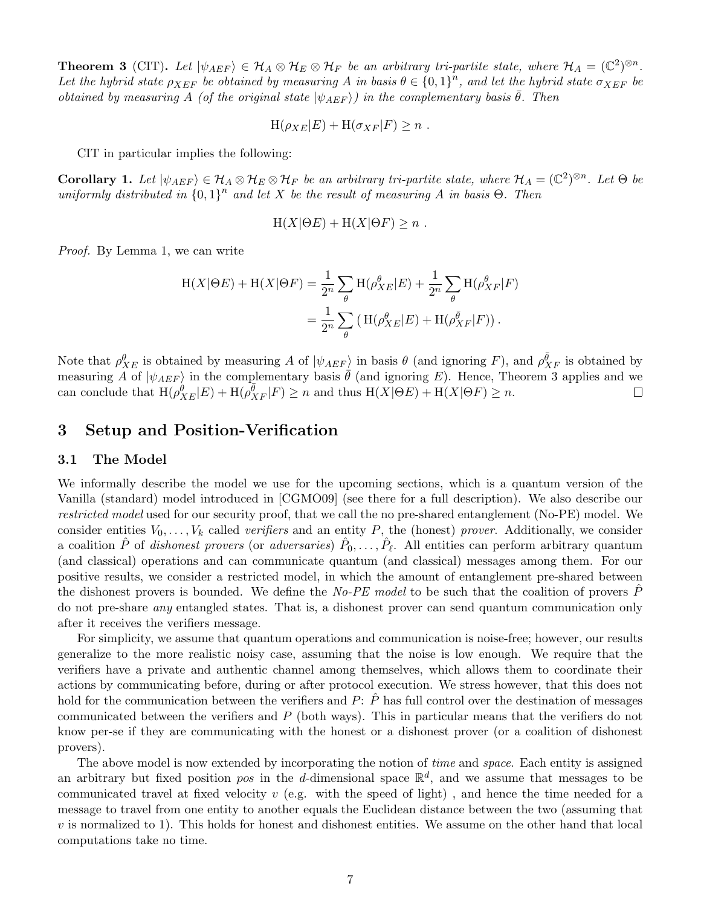**Theorem 3** (CIT). *Let $|\psi_{AEF}\rangle \in \mathcal{H}_A \otimes \mathcal{H}_E \otimes \mathcal{H}_F$ be an arbitrary tri-partite state, where $\mathcal{H}_A = (\mathbb{C}^2)^{\otimes n}$. Let the hybrid state $\rho_{XEF}$ be obtained by measuring $A$ in basis $\theta \in \{0,1\}^n$, and let the hybrid state $\sigma_{XEF}$ be obtained by measuring $A$ (of the original state $|\psi_{AEF}\rangle$) in the complementary basis $\bar{\theta}$. Then*

$$\mathrm{H}(\rho_{XE}|E) + \mathrm{H}(\sigma_{XF}|F) \geq n \ .$$

CIT in particular implies the following:

**Corollary 1.** *Let $|\psi_{AEF}\rangle \in \mathcal{H}_A \otimes \mathcal{H}_E \otimes \mathcal{H}_F$ be an arbitrary tri-partite state, where $\mathcal{H}_A = (\mathbb{C}^2)^{\otimes n}$. Let $\Theta$ be uniformly distributed in $\{0,1\}^n$ and let $X$ be the result of measuring $A$ in basis $\Theta$. Then*

$$\mathrm{H}(X|\Theta E) + \mathrm{H}(X|\Theta F) \geq n \ .$$

*Proof.* By Lemma 1, we can write

$$\begin{aligned}
\mathrm{H}(X|\Theta E) + \mathrm{H}(X|\Theta F) &= \frac{1}{2^n}\sum_{\theta} \mathrm{H}(\rho^{\theta}_{XE}|E) + \frac{1}{2^n}\sum_{\theta} \mathrm{H}(\rho^{\theta}_{XF}|F) \\
&= \frac{1}{2^n}\sum_{\theta} \left( \mathrm{H}(\rho^{\theta}_{XE}|E) + \mathrm{H}(\rho^{\bar{\theta}}_{XF}|F)\right) .
\end{aligned}$$

Note that $\rho^{\theta}_{XE}$ is obtained by measuring $A$ of $|\psi_{AEF}\rangle$ in basis $\theta$ (and ignoring $F$), and $\rho^{\bar{\theta}}_{XF}$ is obtained by measuring $A$ of $|\psi_{AEF}\rangle$ in the complementary basis $\bar{\theta}$ (and ignoring $E$). Hence, Theorem 3 applies and we can conclude that $\mathrm{H}(\rho^{\theta}_{XE}|E) + \mathrm{H}(\rho^{\bar{\theta}}_{XF}|F) \geq n$ and thus $\mathrm{H}(X|\Theta E) + \mathrm{H}(X|\Theta F) \geq n$. □

## 3 Setup and Position-Verification

### 3.1 The Model

We informally describe the model we use for the upcoming sections, which is a quantum version of the Vanilla (standard) model introduced in [CGMO09] (see there for a full description). We also describe our *restricted model* used for our security proof, that we call the no pre-shared entanglement (No-PE) model. We consider entities $V_0, \dots, V_k$ called *verifiers* and an entity $P$, the (honest) *prover*. Additionally, we consider a coalition $\hat{P}$ of *dishonest provers* (or *adversaries*) $\hat{P}_0, \dots, \hat{P}_\ell$. All entities can perform arbitrary quantum (and classical) operations and can communicate quantum (and classical) messages among them. For our positive results, we consider a restricted model, in which the amount of entanglement pre-shared between the dishonest provers is bounded. We define the *No-PE model* to be such that the coalition of provers $\hat{P}$ do not pre-share *any* entangled states. That is, a dishonest prover can send quantum communication only after it receives the verifiers message.

For simplicity, we assume that quantum operations and communication is noise-free; however, our results generalize to the more realistic noisy case, assuming that the noise is low enough. We require that the verifiers have a private and authentic channel among themselves, which allows them to coordinate their actions by communicating before, during or after protocol execution. We stress however, that this does not hold for the communication between the verifiers and $P$: $\hat{P}$ has full control over the destination of messages communicated between the verifiers and $P$ (both ways). This in particular means that the verifiers do not know per-se if they are communicating with the honest or a dishonest prover (or a coalition of dishonest provers).

The above model is now extended by incorporating the notion of *time* and *space*. Each entity is assigned an arbitrary but fixed position *pos* in the $d$-dimensional space $\mathbb{R}^d$, and we assume that messages to be communicated travel at fixed velocity $v$ (e.g. with the speed of light) , and hence the time needed for a message to travel from one entity to another equals the Euclidean distance between the two (assuming that $v$ is normalized to 1). This holds for honest and dishonest entities. We assume on the other hand that local computations take no time.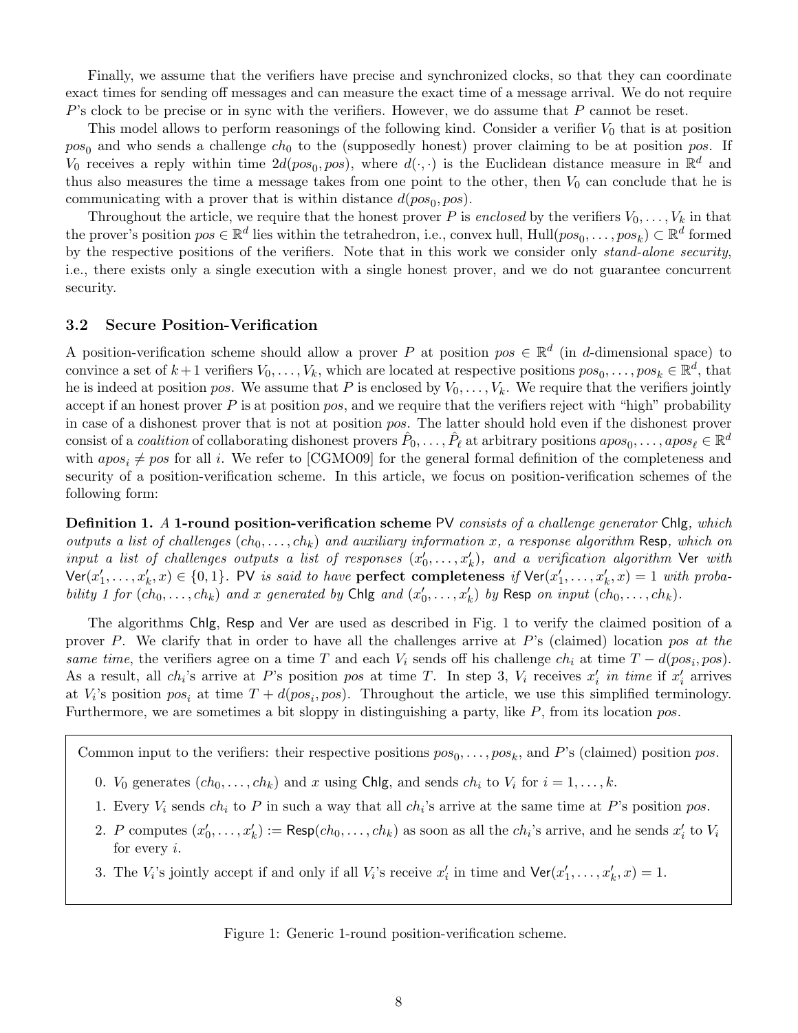Finally, we assume that the verifiers have precise and synchronized clocks, so that they can coordinate exact times for sending off messages and can measure the exact time of a message arrival. We do not require $P$'s clock to be precise or in sync with the verifiers. However, we do assume that $P$ cannot be reset.

This model allows to perform reasonings of the following kind. Consider a verifier $V_0$ that is at position $pos_0$ and who sends a challenge $ch_0$ to the (supposedly honest) prover claiming to be at position $pos$. If $V_0$ receives a reply within time $2d(pos_0, pos)$, where $d(\cdot,\cdot)$ is the Euclidean distance measure in $\mathbb{R}^d$ and thus also measures the time a message takes from one point to the other, then $V_0$ can conclude that he is communicating with a prover that is within distance $d(pos_0, pos)$.

Throughout the article, we require that the honest prover $P$ is *enclosed* by the verifiers $V_0, \ldots, V_k$ in that the prover's position $pos \in \mathbb{R}^d$ lies within the tetrahedron, i.e., convex hull, $\text{Hull}(pos_0, \ldots, pos_k) \subset \mathbb{R}^d$ formed by the respective positions of the verifiers. Note that in this work we consider only *stand-alone security*, i.e., there exists only a single execution with a single honest prover, and we do not guarantee concurrent security.

### 3.2 Secure Position-Verification

A position-verification scheme should allow a prover $P$ at position $pos \in \mathbb{R}^d$ (in $d$-dimensional space) to convince a set of $k+1$ verifiers $V_0, \ldots, V_k$, which are located at respective positions $pos_0, \ldots, pos_k \in \mathbb{R}^d$, that he is indeed at position $pos$. We assume that $P$ is enclosed by $V_0, \ldots, V_k$. We require that the verifiers jointly accept if an honest prover $P$ is at position $pos$, and we require that the verifiers reject with "high" probability in case of a dishonest prover that is not at position $pos$. The latter should hold even if the dishonest prover consist of a *coalition* of collaborating dishonest provers $\hat{P}_0, \ldots, \hat{P}_\ell$ at arbitrary positions $apos_0, \ldots, apos_\ell \in \mathbb{R}^d$ with $apos_i \neq pos$ for all $i$. We refer to [CGMO09] for the general formal definition of the completeness and security of a position-verification scheme. In this article, we focus on position-verification schemes of the following form:

**Definition 1.** *A* **1-round position-verification scheme** $\mathsf{PV}$ *consists of a challenge generator* $\mathsf{Chlg}$*, which outputs a list of challenges* $(ch_0, \ldots, ch_k)$ *and auxiliary information* $x$*, a response algorithm* $\mathsf{Resp}$*, which on input a list of challenges outputs a list of responses* $(x'_0, \ldots, x'_k)$*, and a verification algorithm* $\mathsf{Ver}$ *with* $\mathsf{Ver}(x'_1, \ldots, x'_k, x) \in \{0, 1\}$*.* $\mathsf{PV}$ *is said to have* **perfect completeness** *if* $\mathsf{Ver}(x'_1, \ldots, x'_k, x) = 1$ *with probability 1 for* $(ch_0, \ldots, ch_k)$ *and* $x$ *generated by* $\mathsf{Chlg}$ *and* $(x'_0, \ldots, x'_k)$ *by* $\mathsf{Resp}$ *on input* $(ch_0, \ldots, ch_k)$*.*

The algorithms $\mathsf{Chlg}$, $\mathsf{Resp}$ and $\mathsf{Ver}$ are used as described in Fig. 1 to verify the claimed position of a prover $P$. We clarify that in order to have all the challenges arrive at $P$'s (claimed) location *pos at the same time*, the verifiers agree on a time $T$ and each $V_i$ sends off his challenge $ch_i$ at time $T - d(pos_i, pos)$. As a result, all $ch_i$'s arrive at $P$'s position $pos$ at time $T$. In step 3, $V_i$ receives $x'_i$ *in time* if $x'_i$ arrives at $V_i$'s position $pos_i$ at time $T + d(pos_i, pos)$. Throughout the article, we use this simplified terminology. Furthermore, we are sometimes a bit sloppy in distinguishing a party, like $P$, from its location $pos$.

Common input to the verifiers: their respective positions $pos_0, \ldots, pos_k$, and $P$'s (claimed) position $pos$.

0. $V_0$ generates $(ch_0, \ldots, ch_k)$ and $x$ using $\mathsf{Chlg}$, and sends $ch_i$ to $V_i$ for $i = 1, \ldots, k$.
1. Every $V_i$ sends $ch_i$ to $P$ in such a way that all $ch_i$'s arrive at the same time at $P$'s position $pos$.
2. $P$ computes $(x'_0, \ldots, x'_k) := \mathsf{Resp}(ch_0, \ldots, ch_k)$ as soon as all the $ch_i$'s arrive, and he sends $x'_i$ to $V_i$ for every $i$.
3. The $V_i$'s jointly accept if and only if all $V_i$'s receive $x'_i$ in time and $\mathsf{Ver}(x'_1, \ldots, x'_k, x) = 1$.

Figure 1: Generic 1-round position-verification scheme.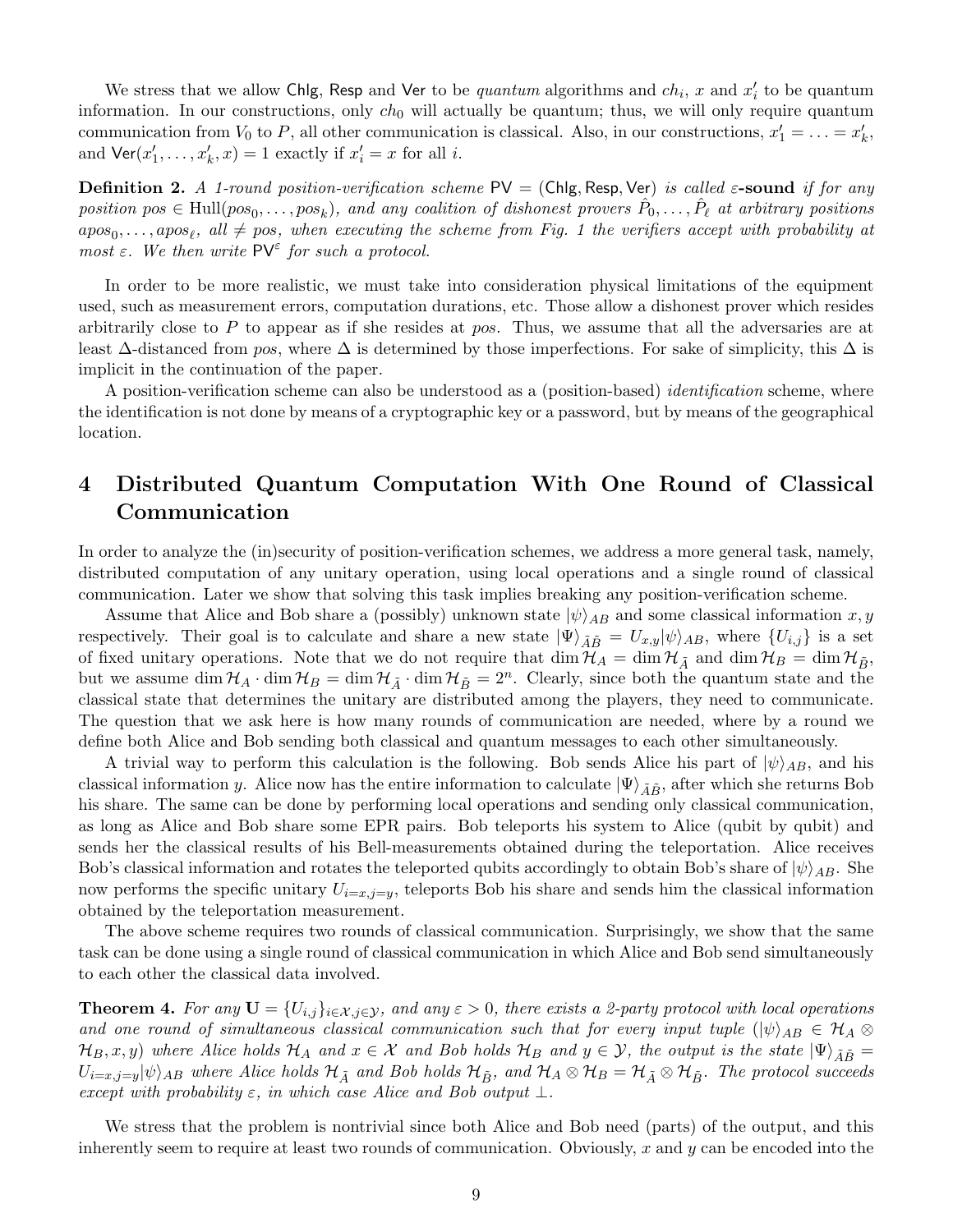We stress that we allow Chlg, Resp and Ver to be *quantum* algorithms and $ch_i$, $x$ and $x'_i$ to be quantum information. In our constructions, only $ch_0$ will actually be quantum; thus, we will only require quantum communication from $V_0$ to $P$, all other communication is classical. Also, in our constructions, $x'_1 = \ldots = x'_k$, and $\mathsf{Ver}(x'_1, \ldots, x'_k, x) = 1$ exactly if $x'_i = x$ for all $i$.

**Definition 2.** *A 1-round position-verification scheme* $\mathsf{PV} = (\mathsf{Chlg}, \mathsf{Resp}, \mathsf{Ver})$ *is called* $\varepsilon$**-sound** *if for any position* $pos \in \mathrm{Hull}(pos_0, \ldots, pos_k)$*, and any coalition of dishonest provers* $\hat{P}_0, \ldots, \hat{P}_\ell$ *at arbitrary positions* $apos_0, \ldots, apos_\ell$*, all* $\neq pos$*, when executing the scheme from Fig. 1 the verifiers accept with probability at most* $\varepsilon$*. We then write* $\mathsf{PV}^\varepsilon$ *for such a protocol.*

In order to be more realistic, we must take into consideration physical limitations of the equipment used, such as measurement errors, computation durations, etc. Those allow a dishonest prover which resides arbitrarily close to $P$ to appear as if she resides at $pos$. Thus, we assume that all the adversaries are at least $\Delta$-distanced from $pos$, where $\Delta$ is determined by those imperfections. For sake of simplicity, this $\Delta$ is implicit in the continuation of the paper.

A position-verification scheme can also be understood as a (position-based) *identification* scheme, where the identification is not done by means of a cryptographic key or a password, but by means of the geographical location.

# 4 Distributed Quantum Computation With One Round of Classical Communication

In order to analyze the (in)security of position-verification schemes, we address a more general task, namely, distributed computation of any unitary operation, using local operations and a single round of classical communication. Later we show that solving this task implies breaking any position-verification scheme.

Assume that Alice and Bob share a (possibly) unknown state $|\psi\rangle_{AB}$ and some classical information $x, y$ respectively. Their goal is to calculate and share a new state $|\Psi\rangle_{\tilde{A}\tilde{B}} = U_{x,y}|\psi\rangle_{AB}$, where $\{U_{i,j}\}$ is a set of fixed unitary operations. Note that we do not require that $\dim \mathcal{H}_A = \dim \mathcal{H}_{\tilde{A}}$ and $\dim \mathcal{H}_B = \dim \mathcal{H}_{\tilde{B}}$, but we assume $\dim \mathcal{H}_A \cdot \dim \mathcal{H}_B = \dim \mathcal{H}_{\tilde{A}} \cdot \dim \mathcal{H}_{\tilde{B}} = 2^n$. Clearly, since both the quantum state and the classical state that determines the unitary are distributed among the players, they need to communicate. The question that we ask here is how many rounds of communication are needed, where by a round we define both Alice and Bob sending both classical and quantum messages to each other simultaneously.

A trivial way to perform this calculation is the following. Bob sends Alice his part of $|\psi\rangle_{AB}$, and his classical information $y$. Alice now has the entire information to calculate $|\Psi\rangle_{\tilde{A}\tilde{B}}$, after which she returns Bob his share. The same can be done by performing local operations and sending only classical communication, as long as Alice and Bob share some EPR pairs. Bob teleports his system to Alice (qubit by qubit) and sends her the classical results of his Bell-measurements obtained during the teleportation. Alice receives Bob's classical information and rotates the teleported qubits accordingly to obtain Bob's share of $|\psi\rangle_{AB}$. She now performs the specific unitary $U_{i=x,j=y}$, teleports Bob his share and sends him the classical information obtained by the teleportation measurement.

The above scheme requires two rounds of classical communication. Surprisingly, we show that the same task can be done using a single round of classical communication in which Alice and Bob send simultaneously to each other the classical data involved.

**Theorem 4.** *For any* $\mathbf{U} = \{U_{i,j}\}_{i \in \mathcal{X}, j \in \mathcal{Y}}$*, and any* $\varepsilon > 0$*, there exists a 2-party protocol with local operations and one round of simultaneous classical communication such that for every input tuple* $(|\psi\rangle_{AB} \in \mathcal{H}_A \otimes \mathcal{H}_B, x, y)$ *where Alice holds* $\mathcal{H}_A$ *and* $x \in \mathcal{X}$ *and Bob holds* $\mathcal{H}_B$ *and* $y \in \mathcal{Y}$*, the output is the state* $|\Psi\rangle_{\tilde{A}\tilde{B}} = U_{i=x,j=y}|\psi\rangle_{AB}$ *where Alice holds* $\mathcal{H}_{\tilde{A}}$ *and Bob holds* $\mathcal{H}_{\tilde{B}}$*, and* $\mathcal{H}_A \otimes \mathcal{H}_B = \mathcal{H}_{\tilde{A}} \otimes \mathcal{H}_{\tilde{B}}$*. The protocol succeeds except with probability* $\varepsilon$*, in which case Alice and Bob output* $\perp$*.*

We stress that the problem is nontrivial since both Alice and Bob need (parts) of the output, and this inherently seem to require at least two rounds of communication. Obviously, $x$ and $y$ can be encoded into the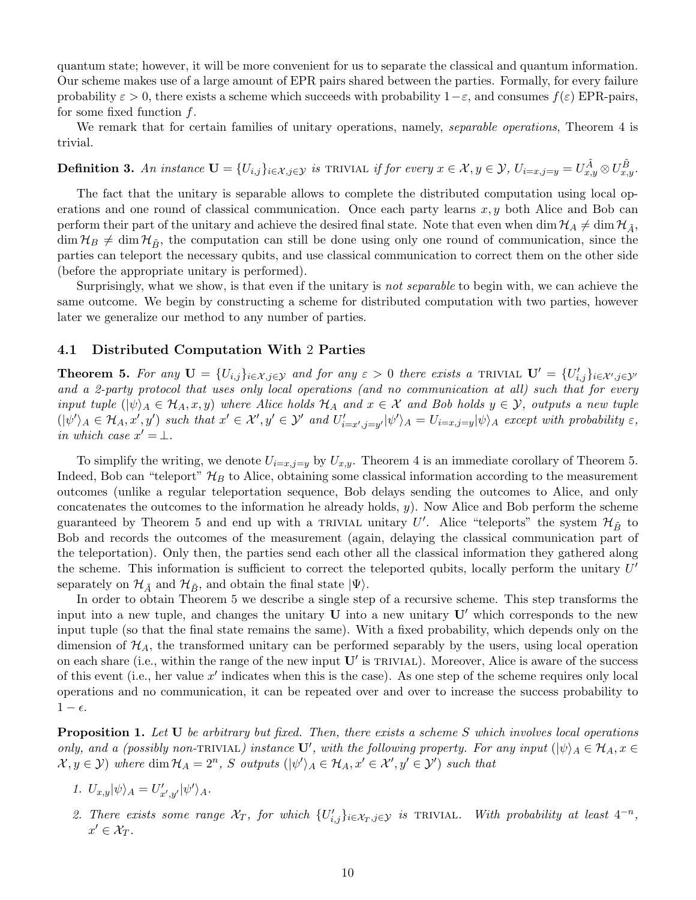quantum state; however, it will be more convenient for us to separate the classical and quantum information. Our scheme makes use of a large amount of EPR pairs shared between the parties. Formally, for every failure probability $\varepsilon > 0$, there exists a scheme which succeeds with probability $1-\varepsilon$, and consumes $f(\varepsilon)$ EPR-pairs, for some fixed function $f$.

We remark that for certain families of unitary operations, namely, *separable operations*, Theorem 4 is trivial.

**Definition 3.** *An instance $\mathbf{U} = \{U_{i,j}\}_{i\in\mathcal{X},j\in\mathcal{Y}}$ is* TRIVIAL *if for every $x \in \mathcal{X}, y \in \mathcal{Y}$, $U_{i=x,j=y} = U^{\tilde{A}}_{x,y} \otimes U^{\tilde{B}}_{x,y}$.*

The fact that the unitary is separable allows to complete the distributed computation using local operations and one round of classical communication. Once each party learns $x, y$ both Alice and Bob can perform their part of the unitary and achieve the desired final state. Note that even when $\dim \mathcal{H}_A \neq \dim \mathcal{H}_{\tilde{A}}$, $\dim \mathcal{H}_B \neq \dim \mathcal{H}_{\tilde{B}}$, the computation can still be done using only one round of communication, since the parties can teleport the necessary qubits, and use classical communication to correct them on the other side (before the appropriate unitary is performed).

Surprisingly, what we show, is that even if the unitary is *not separable* to begin with, we can achieve the same outcome. We begin by constructing a scheme for distributed computation with two parties, however later we generalize our method to any number of parties.

### 4.1 Distributed Computation With 2 Parties

**Theorem 5.** *For any $\mathbf{U} = \{U_{i,j}\}_{i\in\mathcal{X},j\in\mathcal{Y}}$ and for any $\varepsilon > 0$ there exists a* TRIVIAL *$\mathbf{U}' = \{U'_{i,j}\}_{i\in\mathcal{X}',j\in\mathcal{Y}'}$ and a 2-party protocol that uses only local operations (and no communication at all) such that for every input tuple $(|\psi\rangle_A \in \mathcal{H}_A, x, y)$ where Alice holds $\mathcal{H}_A$ and $x \in \mathcal{X}$ and Bob holds $y \in \mathcal{Y}$, outputs a new tuple $(|\psi'\rangle_A \in \mathcal{H}_A, x', y')$ such that $x' \in \mathcal{X}', y' \in \mathcal{Y}'$ and $U'_{i=x',j=y'}|\psi'\rangle_A = U_{i=x,j=y}|\psi\rangle_A$ except with probability $\varepsilon$, in which case $x' = \perp$.*

To simplify the writing, we denote $U_{i=x,j=y}$ by $U_{x,y}$. Theorem 4 is an immediate corollary of Theorem 5. Indeed, Bob can "teleport" $\mathcal{H}_B$ to Alice, obtaining some classical information according to the measurement outcomes (unlike a regular teleportation sequence, Bob delays sending the outcomes to Alice, and only concatenates the outcomes to the information he already holds, $y$). Now Alice and Bob perform the scheme guaranteed by Theorem 5 and end up with a TRIVIAL unitary $U'$. Alice "teleports" the system $\mathcal{H}_{\tilde{B}}$ to Bob and records the outcomes of the measurement (again, delaying the classical communication part of the teleportation). Only then, the parties send each other all the classical information they gathered along the scheme. This information is sufficient to correct the teleported qubits, locally perform the unitary $U'$ separately on $\mathcal{H}_{\tilde{A}}$ and $\mathcal{H}_{\tilde{B}}$, and obtain the final state $|\Psi\rangle$.

In order to obtain Theorem 5 we describe a single step of a recursive scheme. This step transforms the input into a new tuple, and changes the unitary $\mathbf{U}$ into a new unitary $\mathbf{U}'$ which corresponds to the new input tuple (so that the final state remains the same). With a fixed probability, which depends only on the dimension of $\mathcal{H}_A$, the transformed unitary can be performed separably by the users, using local operation on each share (i.e., within the range of the new input $\mathbf{U}'$ is TRIVIAL). Moreover, Alice is aware of the success of this event (i.e., her value $x'$ indicates when this is the case). As one step of the scheme requires only local operations and no communication, it can be repeated over and over to increase the success probability to $1 - \epsilon$.

**Proposition 1.** *Let $\mathbf{U}$ be arbitrary but fixed. Then, there exists a scheme $S$ which involves local operations only, and a (possibly non-*TRIVIAL*) instance $\mathbf{U}'$, with the following property. For any input $(|\psi\rangle_A \in \mathcal{H}_A, x \in \mathcal{X}, y \in \mathcal{Y})$ where $\dim \mathcal{H}_A = 2^n$, $S$ outputs $(|\psi'\rangle_A \in \mathcal{H}_A, x' \in \mathcal{X}', y' \in \mathcal{Y}')$ such that*

1. *$U_{x,y}|\psi\rangle_A = U'_{x',y'}|\psi'\rangle_A$.*
2. *There exists some range $\mathcal{X}_T$, for which $\{U'_{i,j}\}_{i\in\mathcal{X}_T,j\in\mathcal{Y}}$ is* TRIVIAL*. With probability at least $4^{-n}$, $x' \in \mathcal{X}_T$.*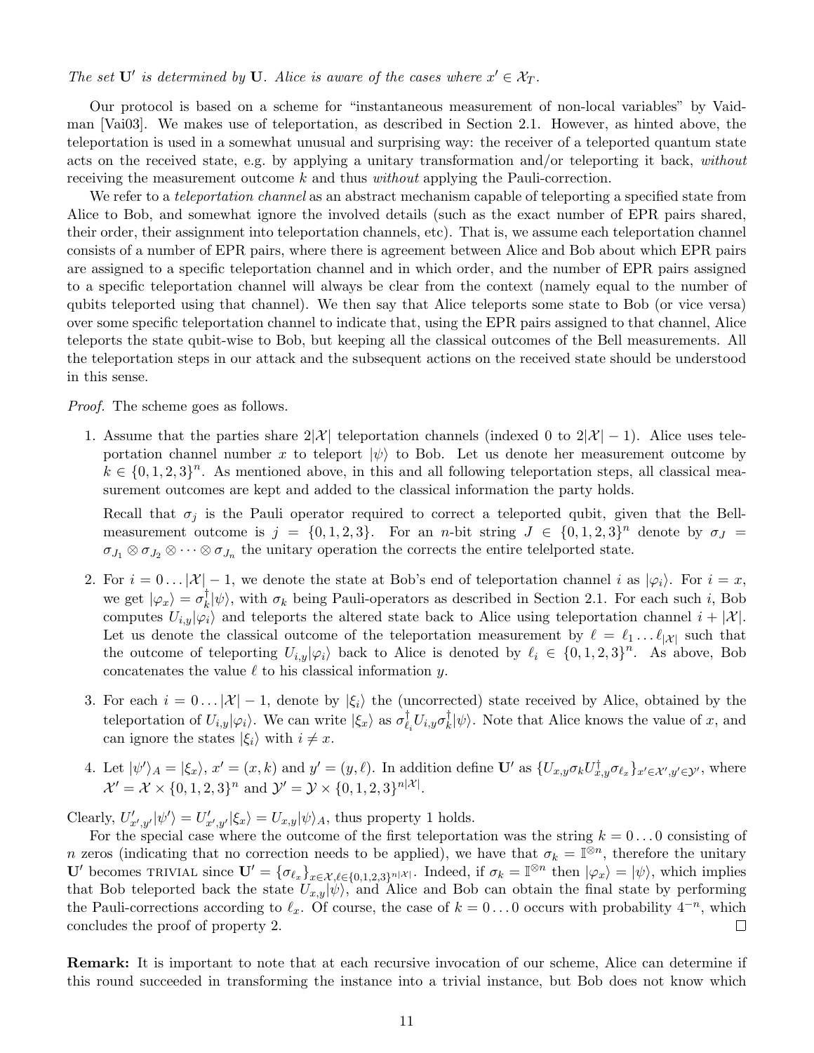*The set* $\mathbf{U}'$ *is determined by* $\mathbf{U}$*. Alice is aware of the cases where* $x' \in \mathcal{X}_T$*.*

Our protocol is based on a scheme for "instantaneous measurement of non-local variables" by Vaidman [Vai03]. We makes use of teleportation, as described in Section 2.1. However, as hinted above, the teleportation is used in a somewhat unusual and surprising way: the receiver of a teleported quantum state acts on the received state, e.g. by applying a unitary transformation and/or teleporting it back, *without* receiving the measurement outcome $k$ and thus *without* applying the Pauli-correction.

We refer to a *teleportation channel* as an abstract mechanism capable of teleporting a specified state from Alice to Bob, and somewhat ignore the involved details (such as the exact number of EPR pairs shared, their order, their assignment into teleportation channels, etc). That is, we assume each teleportation channel consists of a number of EPR pairs, where there is agreement between Alice and Bob about which EPR pairs are assigned to a specific teleportation channel and in which order, and the number of EPR pairs assigned to a specific teleportation channel will always be clear from the context (namely equal to the number of qubits teleported using that channel). We then say that Alice teleports some state to Bob (or vice versa) over some specific teleportation channel to indicate that, using the EPR pairs assigned to that channel, Alice teleports the state qubit-wise to Bob, but keeping all the classical outcomes of the Bell measurements. All the teleportation steps in our attack and the subsequent actions on the received state should be understood in this sense.

*Proof.* The scheme goes as follows.

1. Assume that the parties share $2|\mathcal{X}|$ teleportation channels (indexed 0 to $2|\mathcal{X}|-1$). Alice uses teleportation channel number $x$ to teleport $|\psi\rangle$ to Bob. Let us denote her measurement outcome by $k \in \{0,1,2,3\}^n$. As mentioned above, in this and all following teleportation steps, all classical measurement outcomes are kept and added to the classical information the party holds.

   Recall that $\sigma_j$ is the Pauli operator required to correct a teleported qubit, given that the Bell-measurement outcome is $j = \{0,1,2,3\}$. For an $n$-bit string $J \in \{0,1,2,3\}^n$ denote by $\sigma_J = \sigma_{J_1} \otimes \sigma_{J_2} \otimes \cdots \otimes \sigma_{J_n}$ the unitary operation the corrects the entire telelported state.

2. For $i = 0 \ldots |\mathcal{X}|-1$, we denote the state at Bob's end of teleportation channel $i$ as $|\varphi_i\rangle$. For $i = x$, we get $|\varphi_x\rangle = \sigma_k^\dagger|\psi\rangle$, with $\sigma_k$ being Pauli-operators as described in Section 2.1. For each such $i$, Bob computes $U_{i,y}|\varphi_i\rangle$ and teleports the altered state back to Alice using teleportation channel $i+|\mathcal{X}|$. Let us denote the classical outcome of the teleportation measurement by $\ell = \ell_1 \ldots \ell_{|\mathcal{X}|}$ such that the outcome of teleporting $U_{i,y}|\varphi_i\rangle$ back to Alice is denoted by $\ell_i \in \{0,1,2,3\}^n$. As above, Bob concatenates the value $\ell$ to his classical information $y$.

3. For each $i = 0 \ldots |\mathcal{X}|-1$, denote by $|\xi_i\rangle$ the (uncorrected) state received by Alice, obtained by the teleportation of $U_{i,y}|\varphi_i\rangle$. We can write $|\xi_x\rangle$ as $\sigma_{\ell_i}^\dagger U_{i,y}\sigma_k^\dagger|\psi\rangle$. Note that Alice knows the value of $x$, and can ignore the states $|\xi_i\rangle$ with $i \neq x$.

4. Let $|\psi'\rangle_A = |\xi_x\rangle$, $x' = (x,k)$ and $y' = (y,\ell)$. In addition define $\mathbf{U}'$ as $\{U_{x,y}\sigma_k U_{x,y}^\dagger \sigma_{\ell_x}\}_{x'\in\mathcal{X}',y'\in\mathcal{Y}'}$, where $\mathcal{X}' = \mathcal{X}\times\{0,1,2,3\}^n$ and $\mathcal{Y}' = \mathcal{Y}\times\{0,1,2,3\}^{n|\mathcal{X}|}$.

Clearly, $U'_{x',y'}|\psi'\rangle = U'_{x',y'}|\xi_x\rangle = U_{x,y}|\psi\rangle_A$, thus property 1 holds.

For the special case where the outcome of the first teleportation was the string $k = 0\ldots 0$ consisting of $n$ zeros (indicating that no correction needs to be applied), we have that $\sigma_k = \mathbb{I}^{\otimes n}$, therefore the unitary $\mathbf{U}'$ becomes TRIVIAL since $\mathbf{U}' = \{\sigma_{\ell_x}\}_{x\in\mathcal{X},\ell\in\{0,1,2,3\}^{n|\mathcal{X}|}}$. Indeed, if $\sigma_k = \mathbb{I}^{\otimes n}$ then $|\varphi_x\rangle = |\psi\rangle$, which implies that Bob teleported back the state $U_{x,y}|\psi\rangle$, and Alice and Bob can obtain the final state by performing the Pauli-corrections according to $\ell_x$. Of course, the case of $k = 0\ldots 0$ occurs with probability $4^{-n}$, which concludes the proof of property 2. □

**Remark:** It is important to note that at each recursive invocation of our scheme, Alice can determine if this round succeeded in transforming the instance into a trivial instance, but Bob does not know which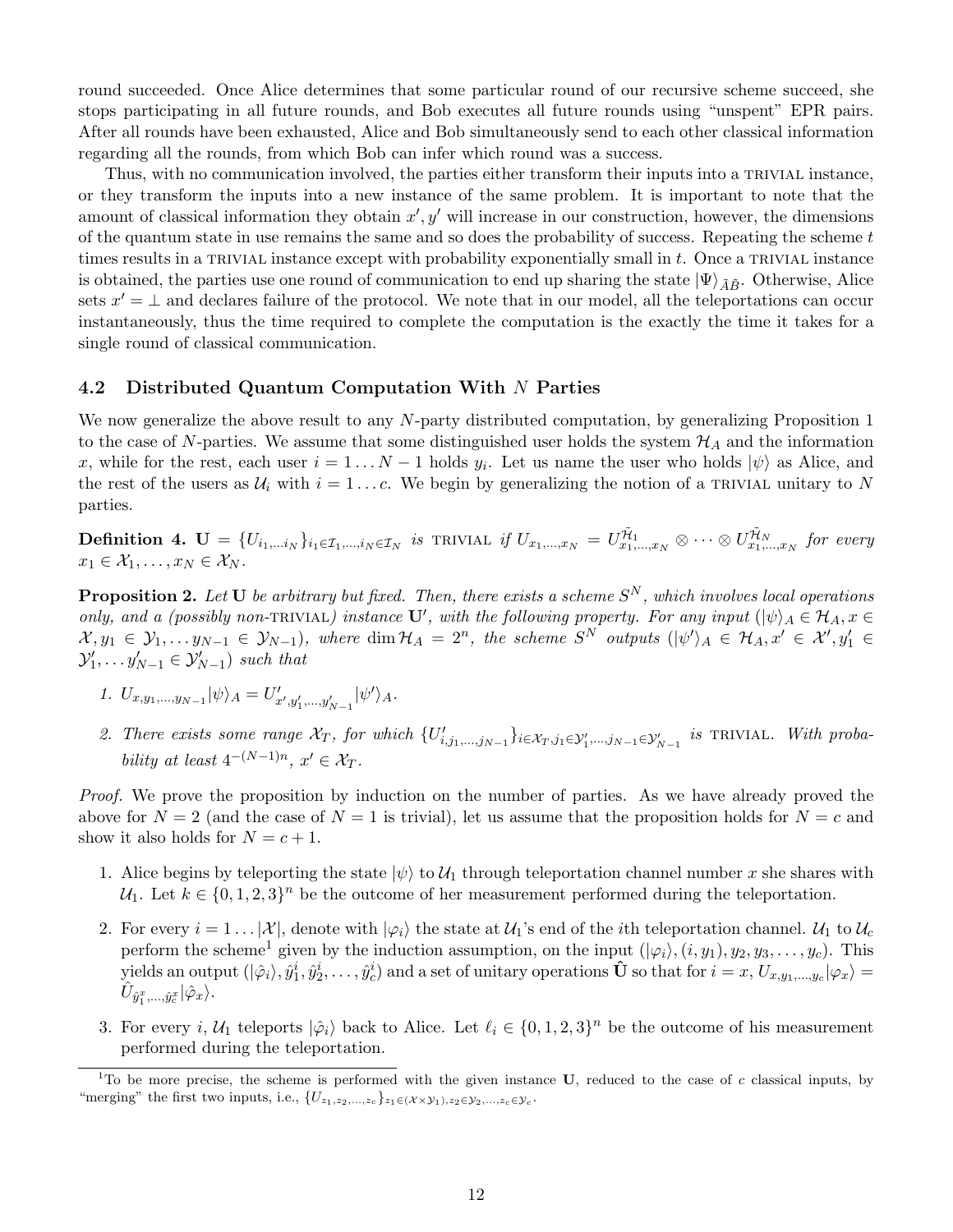round succeeded. Once Alice determines that some particular round of our recursive scheme succeed, she stops participating in all future rounds, and Bob executes all future rounds using "unspent" EPR pairs. After all rounds have been exhausted, Alice and Bob simultaneously send to each other classical information regarding all the rounds, from which Bob can infer which round was a success.

Thus, with no communication involved, the parties either transform their inputs into a TRIVIAL instance, or they transform the inputs into a new instance of the same problem. It is important to note that the amount of classical information they obtain $x', y'$ will increase in our construction, however, the dimensions of the quantum state in use remains the same and so does the probability of success. Repeating the scheme $t$ times results in a TRIVIAL instance except with probability exponentially small in $t$. Once a TRIVIAL instance is obtained, the parties use one round of communication to end up sharing the state $|\Psi\rangle_{\tilde{A}\tilde{B}}$. Otherwise, Alice sets $x' = \perp$ and declares failure of the protocol. We note that in our model, all the teleportations can occur instantaneously, thus the time required to complete the computation is the exactly the time it takes for a single round of classical communication.

### 4.2 Distributed Quantum Computation With $N$ Parties

We now generalize the above result to any $N$-party distributed computation, by generalizing Proposition 1 to the case of $N$-parties. We assume that some distinguished user holds the system $\mathcal{H}_A$ and the information $x$, while for the rest, each user $i = 1 \ldots N-1$ holds $y_i$. Let us name the user who holds $|\psi\rangle$ as Alice, and the rest of the users as $\mathcal{U}_i$ with $i = 1 \ldots c$. We begin by generalizing the notion of a TRIVIAL unitary to $N$ parties.

**Definition 4.** *$\mathbf{U} = \{U_{i_1,\ldots i_N}\}_{i_1 \in \mathcal{I}_1,\ldots,i_N \in \mathcal{I}_N}$ is* TRIVIAL *if $U_{x_1,\ldots,x_N} = U^{\tilde{\mathcal{H}}_1}_{x_1,\ldots,x_N} \otimes \cdots \otimes U^{\tilde{\mathcal{H}}_N}_{x_1,\ldots,x_N}$ for every $x_1 \in \mathcal{X}_1, \ldots, x_N \in \mathcal{X}_N$.*

**Proposition 2.** *Let $\mathbf{U}$ be arbitrary but fixed. Then, there exists a scheme $S^N$, which involves local operations only, and a (possibly non-*TRIVIAL*) instance $\mathbf{U}'$, with the following property. For any input ($|\psi\rangle_A \in \mathcal{H}_A, x \in \mathcal{X}, y_1 \in \mathcal{Y}_1, \ldots y_{N-1} \in \mathcal{Y}_{N-1}$), where $\dim \mathcal{H}_A = 2^n$, the scheme $S^N$ outputs ($|\psi'\rangle_A \in \mathcal{H}_A, x' \in \mathcal{X}', y'_1 \in \mathcal{Y}'_1, \ldots y'_{N-1} \in \mathcal{Y}'_{N-1}$) such that*

1. *$U_{x,y_1,\ldots,y_{N-1}}|\psi\rangle_A = U'_{x',y'_1,\ldots,y'_{N-1}}|\psi'\rangle_A$.*
2. *There exists some range $\mathcal{X}_T$, for which $\{U'_{i,j_1,\ldots,j_{N-1}}\}_{i \in \mathcal{X}_T, j_1 \in \mathcal{Y}'_1,\ldots,j_{N-1} \in \mathcal{Y}'_{N-1}}$ is* TRIVIAL*. With probability at least $4^{-(N-1)n}$, $x' \in \mathcal{X}_T$.*

*Proof.* We prove the proposition by induction on the number of parties. As we have already proved the above for $N = 2$ (and the case of $N = 1$ is trivial), let us assume that the proposition holds for $N = c$ and show it also holds for $N = c + 1$.

1. Alice begins by teleporting the state $|\psi\rangle$ to $\mathcal{U}_1$ through teleportation channel number $x$ she shares with $\mathcal{U}_1$. Let $k \in \{0, 1, 2, 3\}^n$ be the outcome of her measurement performed during the teleportation.
2. For every $i = 1 \ldots |\mathcal{X}|$, denote with $|\varphi_i\rangle$ the state at $\mathcal{U}_1$'s end of the $i$th teleportation channel. $\mathcal{U}_1$ to $\mathcal{U}_c$ perform the scheme[1] given by the induction assumption, on the input ($|\varphi_i\rangle, (i, y_1), y_2, y_3, \ldots, y_c$). This yields an output ($|\hat{\varphi}_i\rangle, \hat{y}^i_1, \hat{y}^i_2, \ldots, \hat{y}^i_c$) and a set of unitary operations $\hat{\mathbf{U}}$ so that for $i = x$, $U_{x,y_1,\ldots,y_c}|\varphi_x\rangle = \hat{U}_{\hat{y}^x_1,\ldots,\hat{y}^x_c}|\hat{\varphi}_x\rangle$.
3. For every $i$, $\mathcal{U}_1$ teleports $|\hat{\varphi}_i\rangle$ back to Alice. Let $\ell_i \in \{0, 1, 2, 3\}^n$ be the outcome of his measurement performed during the teleportation.

[1] To be more precise, the scheme is performed with the given instance $\mathbf{U}$, reduced to the case of $c$ classical inputs, by "merging" the first two inputs, i.e., $\{U_{z_1,z_2,\ldots,z_c}\}_{z_1 \in (\mathcal{X}\times\mathcal{Y}_1), z_2 \in \mathcal{Y}_2,\ldots,z_c \in \mathcal{Y}_c}$.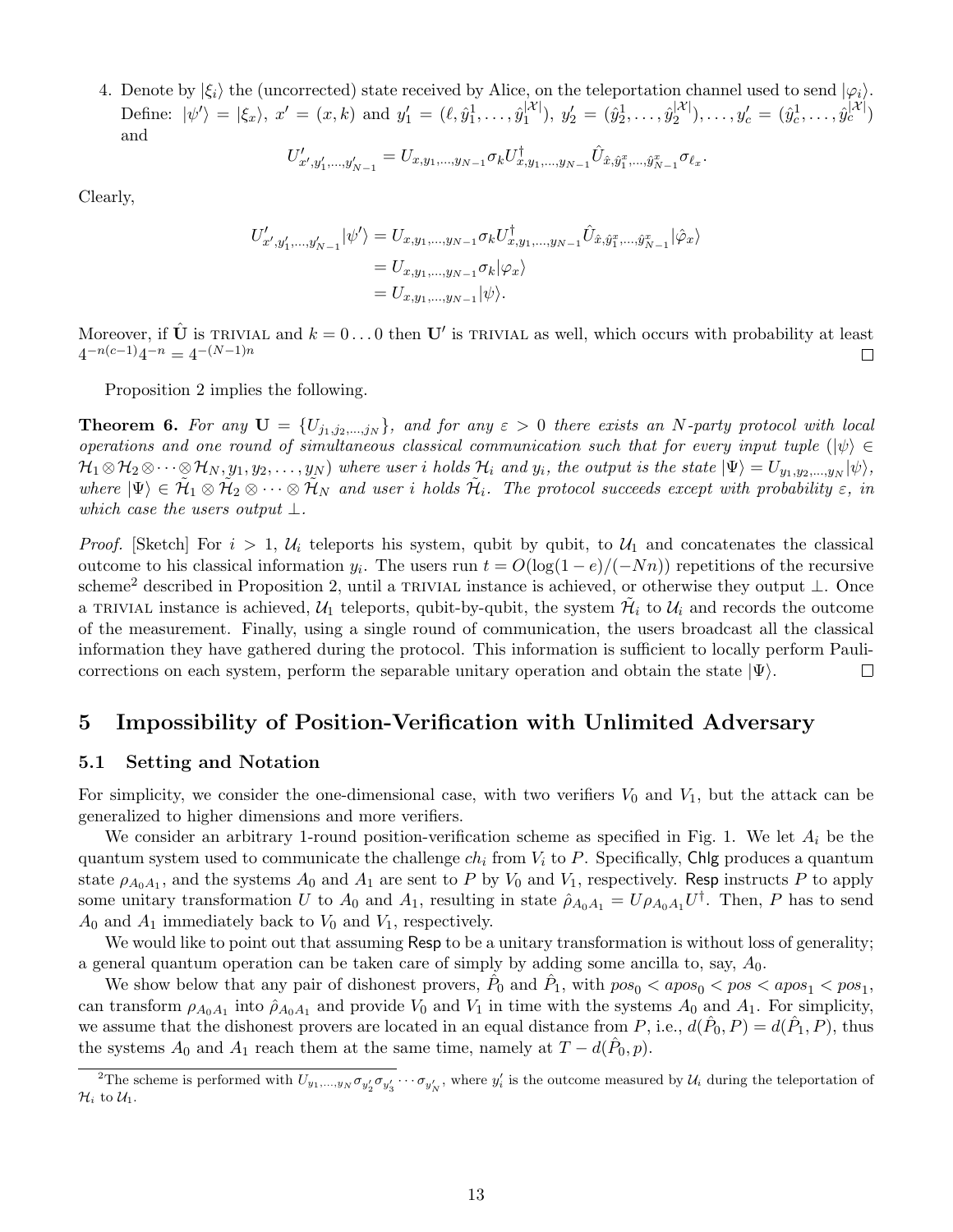4. Denote by $|\xi_i\rangle$ the (uncorrected) state received by Alice, on the teleportation channel used to send $|\varphi_i\rangle$. Define: $|\psi'\rangle = |\xi_x\rangle$, $x' = (x, k)$ and $y'_1 = (\ell, \hat{y}_1^1, \ldots, \hat{y}_1^{|\mathcal{X}|})$, $y'_2 = (\hat{y}_2^1, \ldots, \hat{y}_2^{|\mathcal{X}|}), \ldots, y'_c = (\hat{y}_c^1, \ldots, \hat{y}_c^{|\mathcal{X}|})$ and
$$U'_{x', y'_1, \ldots, y'_{N-1}} = U_{x, y_1, \ldots, y_{N-1}} \sigma_k U^\dagger_{x, y_1, \ldots, y_{N-1}} \hat{U}_{\hat{x}, \hat{y}_1^x, \ldots, \hat{y}_{N-1}^x} \sigma_{\ell_x}.$$

Clearly,

$$\begin{aligned} U'_{x', y'_1, \ldots, y'_{N-1}} |\psi'\rangle &= U_{x, y_1, \ldots, y_{N-1}} \sigma_k U^\dagger_{x, y_1, \ldots, y_{N-1}} \hat{U}_{\hat{x}, \hat{y}_1^x, \ldots, \hat{y}_{N-1}^x} |\hat{\varphi}_x\rangle \\ &= U_{x, y_1, \ldots, y_{N-1}} \sigma_k |\varphi_x\rangle \\ &= U_{x, y_1, \ldots, y_{N-1}} |\psi\rangle. \end{aligned}$$

Moreover, if $\hat{\mathbf{U}}$ is TRIVIAL and $k = 0 \ldots 0$ then $\mathbf{U}'$ is TRIVIAL as well, which occurs with probability at least $4^{-n(c-1)} 4^{-n} = 4^{-(N-1)n}$ □

Proposition 2 implies the following.

**Theorem 6.** *For any $\mathbf{U} = \{U_{j_1, j_2, \ldots, j_N}\}$, and for any $\varepsilon > 0$ there exists an $N$-party protocol with local operations and one round of simultaneous classical communication such that for every input tuple $(|\psi\rangle \in \mathcal{H}_1 \otimes \mathcal{H}_2 \otimes \cdots \otimes \mathcal{H}_N, y_1, y_2, \ldots, y_N)$ where user $i$ holds $\mathcal{H}_i$ and $y_i$, the output is the state $|\Psi\rangle = U_{y_1, y_2, \ldots, y_N} |\psi\rangle$, where $|\Psi\rangle \in \tilde{\mathcal{H}}_1 \otimes \tilde{\mathcal{H}}_2 \otimes \cdots \otimes \tilde{\mathcal{H}}_N$ and user $i$ holds $\tilde{\mathcal{H}}_i$. The protocol succeeds except with probability $\varepsilon$, in which case the users output $\perp$.*

*Proof.* [Sketch] For $i > 1$, $\mathcal{U}_i$ teleports his system, qubit by qubit, to $\mathcal{U}_1$ and concatenates the classical outcome to his classical information $y_i$. The users run $t = O(\log(1-e)/(-Nn))$ repetitions of the recursive scheme[2] described in Proposition 2, until a TRIVIAL instance is achieved, or otherwise they output $\perp$. Once a TRIVIAL instance is achieved, $\mathcal{U}_1$ teleports, qubit-by-qubit, the system $\tilde{\mathcal{H}}_i$ to $\mathcal{U}_i$ and records the outcome of the measurement. Finally, using a single round of communication, the users broadcast all the classical information they have gathered during the protocol. This information is sufficient to locally perform Pauli-corrections on each system, perform the separable unitary operation and obtain the state $|\Psi\rangle$. □

## 5 Impossibility of Position-Verification with Unlimited Adversary

### 5.1 Setting and Notation

For simplicity, we consider the one-dimensional case, with two verifiers $V_0$ and $V_1$, but the attack can be generalized to higher dimensions and more verifiers.

We consider an arbitrary 1-round position-verification scheme as specified in Fig. 1. We let $A_i$ be the quantum system used to communicate the challenge $ch_i$ from $V_i$ to $P$. Specifically, Chlg produces a quantum state $\rho_{A_0 A_1}$, and the systems $A_0$ and $A_1$ are sent to $P$ by $V_0$ and $V_1$, respectively. Resp instructs $P$ to apply some unitary transformation $U$ to $A_0$ and $A_1$, resulting in state $\hat{\rho}_{A_0 A_1} = U \rho_{A_0 A_1} U^\dagger$. Then, $P$ has to send $A_0$ and $A_1$ immediately back to $V_0$ and $V_1$, respectively.

We would like to point out that assuming Resp to be a unitary transformation is without loss of generality; a general quantum operation can be taken care of simply by adding some ancilla to, say, $A_0$.

We show below that any pair of dishonest provers, $\hat{P}_0$ and $\hat{P}_1$, with $pos_0 < apos_0 < pos < apos_1 < pos_1$, can transform $\rho_{A_0 A_1}$ into $\hat{\rho}_{A_0 A_1}$ and provide $V_0$ and $V_1$ in time with the systems $A_0$ and $A_1$. For simplicity, we assume that the dishonest provers are located in an equal distance from $P$, i.e., $d(\hat{P}_0, P) = d(\hat{P}_1, P)$, thus the systems $A_0$ and $A_1$ reach them at the same time, namely at $T - d(\hat{P}_0, p)$.

[2] The scheme is performed with $U_{y_1, \ldots, y_N} \sigma_{y'_2} \sigma_{y'_3} \cdots \sigma_{y'_N}$, where $y'_i$ is the outcome measured by $\mathcal{U}_i$ during the teleportation of $\mathcal{H}_i$ to $\mathcal{U}_1$.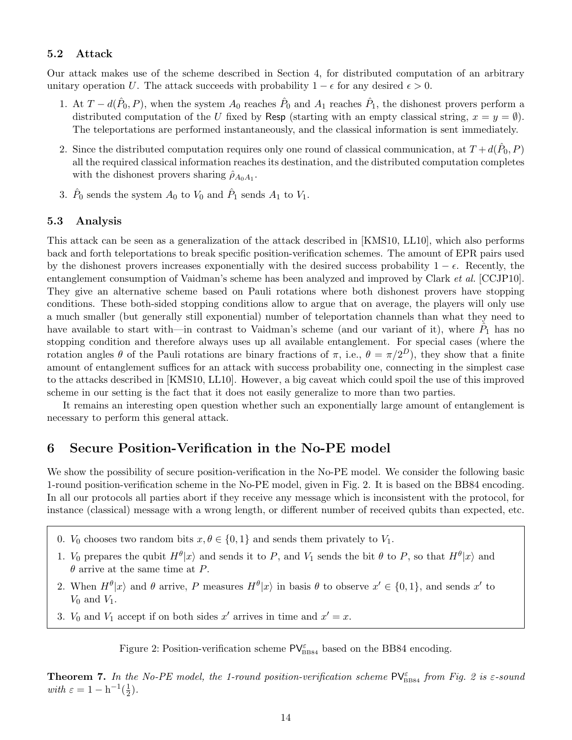### 5.2 Attack

Our attack makes use of the scheme described in Section 4, for distributed computation of an arbitrary unitary operation $U$. The attack succeeds with probability $1 - \epsilon$ for any desired $\epsilon > 0$.

1. At $T - d(\hat{P}_0, P)$, when the system $A_0$ reaches $\hat{P}_0$ and $A_1$ reaches $\hat{P}_1$, the dishonest provers perform a distributed computation of the $U$ fixed by $\mathsf{Resp}$ (starting with an empty classical string, $x = y = \emptyset$). The teleportations are performed instantaneously, and the classical information is sent immediately.
2. Since the distributed computation requires only one round of classical communication, at $T + d(\hat{P}_0, P)$ all the required classical information reaches its destination, and the distributed computation completes with the dishonest provers sharing $\hat{\rho}_{A_0 A_1}$.
3. $\hat{P}_0$ sends the system $A_0$ to $V_0$ and $\hat{P}_1$ sends $A_1$ to $V_1$.

### 5.3 Analysis

This attack can be seen as a generalization of the attack described in [KMS10, LL10], which also performs back and forth teleportations to break specific position-verification schemes. The amount of EPR pairs used by the dishonest provers increases exponentially with the desired success probability $1 - \epsilon$. Recently, the entanglement consumption of Vaidman's scheme has been analyzed and improved by Clark *et al.* [CCJP10]. They give an alternative scheme based on Pauli rotations where both dishonest provers have stopping conditions. These both-sided stopping conditions allow to argue that on average, the players will only use a much smaller (but generally still exponential) number of teleportation channels than what they need to have available to start with—in contrast to Vaidman's scheme (and our variant of it), where $\hat{P}_1$ has no stopping condition and therefore always uses up all available entanglement. For special cases (where the rotation angles $\theta$ of the Pauli rotations are binary fractions of $\pi$, i.e., $\theta = \pi/2^D$), they show that a finite amount of entanglement suffices for an attack with success probability one, connecting in the simplest case to the attacks described in [KMS10, LL10]. However, a big caveat which could spoil the use of this improved scheme in our setting is the fact that it does not easily generalize to more than two parties.

It remains an interesting open question whether such an exponentially large amount of entanglement is necessary to perform this general attack.

## 6 Secure Position-Verification in the No-PE model

We show the possibility of secure position-verification in the No-PE model. We consider the following basic 1-round position-verification scheme in the No-PE model, given in Fig. 2. It is based on the BB84 encoding. In all our protocols all parties abort if they receive any message which is inconsistent with the protocol, for instance (classical) message with a wrong length, or different number of received qubits than expected, etc.

0. $V_0$ chooses two random bits $x, \theta \in \{0, 1\}$ and sends them privately to $V_1$.
1. $V_0$ prepares the qubit $H^\theta|x\rangle$ and sends it to $P$, and $V_1$ sends the bit $\theta$ to $P$, so that $H^\theta|x\rangle$ and $\theta$ arrive at the same time at $P$.
2. When $H^\theta|x\rangle$ and $\theta$ arrive, $P$ measures $H^\theta|x\rangle$ in basis $\theta$ to observe $x' \in \{0, 1\}$, and sends $x'$ to $V_0$ and $V_1$.
3. $V_0$ and $V_1$ accept if on both sides $x'$ arrives in time and $x' = x$.

Figure 2: Position-verification scheme $\mathsf{PV}^{\varepsilon}_{\text{BB84}}$ based on the BB84 encoding.

**Theorem 7.** *In the No-PE model, the 1-round position-verification scheme* $\mathsf{PV}^{\varepsilon}_{\text{BB84}}$ *from Fig. 2 is* $\varepsilon$*-sound with* $\varepsilon = 1 - \mathrm{h}^{-1}(\frac{1}{2})$.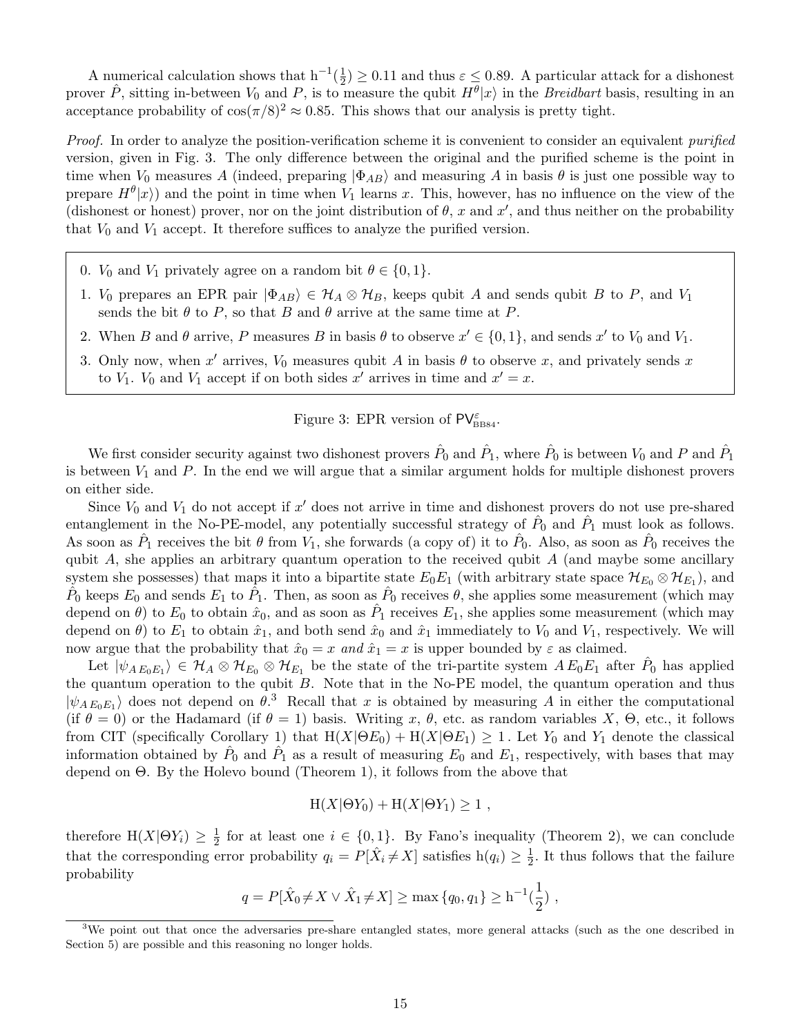A numerical calculation shows that $\mathrm{h}^{-1}(\frac{1}{2}) \geq 0.11$ and thus $\varepsilon \leq 0.89$. A particular attack for a dishonest prover $\hat{P}$, sitting in-between $V_0$ and $P$, is to measure the qubit $H^\theta|x\rangle$ in the *Breidbart* basis, resulting in an acceptance probability of $\cos(\pi/8)^2 \approx 0.85$. This shows that our analysis is pretty tight.

*Proof.* In order to analyze the position-verification scheme it is convenient to consider an equivalent *purified* version, given in Fig. 3. The only difference between the original and the purified scheme is the point in time when $V_0$ measures $A$ (indeed, preparing $|\Phi_{AB}\rangle$ and measuring $A$ in basis $\theta$ is just one possible way to prepare $H^\theta|x\rangle$) and the point in time when $V_1$ learns $x$. This, however, has no influence on the view of the (dishonest or honest) prover, nor on the joint distribution of $\theta$, $x$ and $x'$, and thus neither on the probability that $V_0$ and $V_1$ accept. It therefore suffices to analyze the purified version.

0. $V_0$ and $V_1$ privately agree on a random bit $\theta \in \{0,1\}$.
1. $V_0$ prepares an EPR pair $|\Phi_{AB}\rangle \in \mathcal{H}_A \otimes \mathcal{H}_B$, keeps qubit $A$ and sends qubit $B$ to $P$, and $V_1$ sends the bit $\theta$ to $P$, so that $B$ and $\theta$ arrive at the same time at $P$.
2. When $B$ and $\theta$ arrive, $P$ measures $B$ in basis $\theta$ to observe $x' \in \{0,1\}$, and sends $x'$ to $V_0$ and $V_1$.
3. Only now, when $x'$ arrives, $V_0$ measures qubit $A$ in basis $\theta$ to observe $x$, and privately sends $x$ to $V_1$. $V_0$ and $V_1$ accept if on both sides $x'$ arrives in time and $x' = x$.

Figure 3: EPR version of $\mathsf{PV}^{\varepsilon}_{\text{BB84}}$.

We first consider security against two dishonest provers $\hat{P}_0$ and $\hat{P}_1$, where $\hat{P}_0$ is between $V_0$ and $P$ and $\hat{P}_1$ is between $V_1$ and $P$. In the end we will argue that a similar argument holds for multiple dishonest provers on either side.

Since $V_0$ and $V_1$ do not accept if $x'$ does not arrive in time and dishonest provers do not use pre-shared entanglement in the No-PE-model, any potentially successful strategy of $\hat{P}_0$ and $\hat{P}_1$ must look as follows. As soon as $\hat{P}_1$ receives the bit $\theta$ from $V_1$, she forwards (a copy of) it to $\hat{P}_0$. Also, as soon as $\hat{P}_0$ receives the qubit $A$, she applies an arbitrary quantum operation to the received qubit $A$ (and maybe some ancillary system she possesses) that maps it into a bipartite state $E_0E_1$ (with arbitrary state space $\mathcal{H}_{E_0} \otimes \mathcal{H}_{E_1}$), and $\hat{P}_0$ keeps $E_0$ and sends $E_1$ to $\hat{P}_1$. Then, as soon as $\hat{P}_0$ receives $\theta$, she applies some measurement (which may depend on $\theta$) to $E_0$ to obtain $\hat{x}_0$, and as soon as $\hat{P}_1$ receives $E_1$, she applies some measurement (which may depend on $\theta$) to $E_1$ to obtain $\hat{x}_1$, and both send $\hat{x}_0$ and $\hat{x}_1$ immediately to $V_0$ and $V_1$, respectively. We will now argue that the probability that $\hat{x}_0 = x$ *and* $\hat{x}_1 = x$ is upper bounded by $\varepsilon$ as claimed.

Let $|\psi_{A\,E_0E_1}\rangle \in \mathcal{H}_A \otimes \mathcal{H}_{E_0} \otimes \mathcal{H}_{E_1}$ be the state of the tri-partite system $A\,E_0E_1$ after $\hat{P}_0$ has applied the quantum operation to the qubit $B$. Note that in the No-PE model, the quantum operation and thus $|\psi_{A\,E_0E_1}\rangle$ does not depend on $\theta$.[3] Recall that $x$ is obtained by measuring $A$ in either the computational (if $\theta = 0$) or the Hadamard (if $\theta = 1$) basis. Writing $x$, $\theta$, etc. as random variables $X$, $\Theta$, etc., it follows from CIT (specifically Corollary 1) that $\mathrm{H}(X|\Theta E_0) + \mathrm{H}(X|\Theta E_1) \geq 1$. Let $Y_0$ and $Y_1$ denote the classical information obtained by $\hat{P}_0$ and $\hat{P}_1$ as a result of measuring $E_0$ and $E_1$, respectively, with bases that may depend on $\Theta$. By the Holevo bound (Theorem 1), it follows from the above that

$$\mathrm{H}(X|\Theta Y_0) + \mathrm{H}(X|\Theta Y_1) \geq 1 \;,$$

therefore $\mathrm{H}(X|\Theta Y_i) \geq \frac{1}{2}$ for at least one $i \in \{0,1\}$. By Fano's inequality (Theorem 2), we can conclude that the corresponding error probability $q_i = P[\hat{X}_i \neq X]$ satisfies $\mathrm{h}(q_i) \geq \frac{1}{2}$. It thus follows that the failure probability

$$q = P[\hat{X}_0 \neq X \vee \hat{X}_1 \neq X] \geq \max\{q_0, q_1\} \geq \mathrm{h}^{-1}(\frac{1}{2}) \;,$$

[3] We point out that once the adversaries pre-share entangled states, more general attacks (such as the one described in Section 5) are possible and this reasoning no longer holds.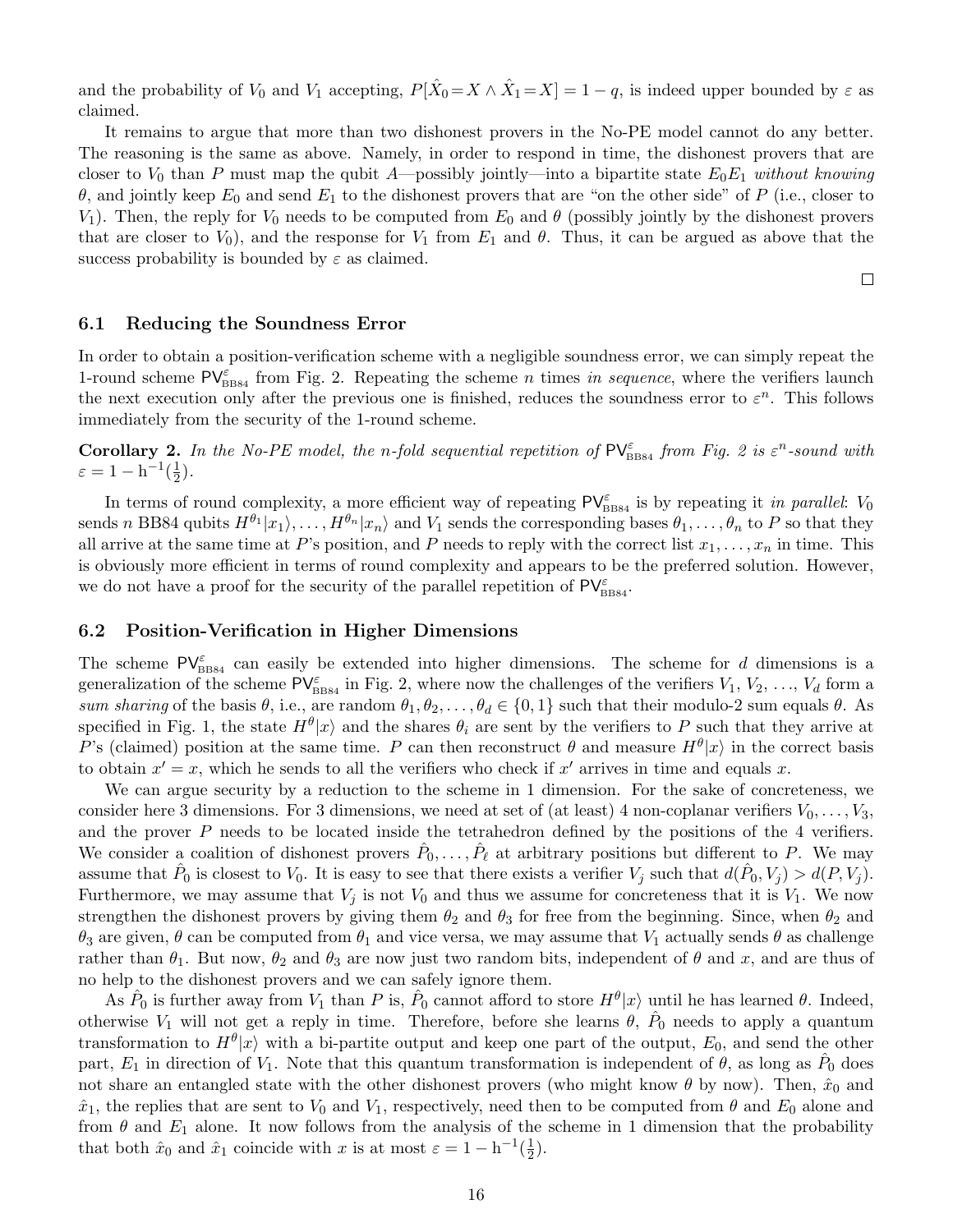and the probability of $V_0$ and $V_1$ accepting, $P[\hat{X}_0 = X \wedge \hat{X}_1 = X] = 1 - q$, is indeed upper bounded by $\varepsilon$ as claimed.

It remains to argue that more than two dishonest provers in the No-PE model cannot do any better. The reasoning is the same as above. Namely, in order to respond in time, the dishonest provers that are closer to $V_0$ than $P$ must map the qubit $A$—possibly jointly—into a bipartite state $E_0 E_1$ *without knowing* $\theta$, and jointly keep $E_0$ and send $E_1$ to the dishonest provers that are "on the other side" of $P$ (i.e., closer to $V_1$). Then, the reply for $V_0$ needs to be computed from $E_0$ and $\theta$ (possibly jointly by the dishonest provers that are closer to $V_0$), and the response for $V_1$ from $E_1$ and $\theta$. Thus, it can be argued as above that the success probability is bounded by $\varepsilon$ as claimed.

□

### 6.1 Reducing the Soundness Error

In order to obtain a position-verification scheme with a negligible soundness error, we can simply repeat the 1-round scheme $\mathsf{PV}^{\varepsilon}_{\text{BB84}}$ from Fig. 2. Repeating the scheme $n$ times *in sequence*, where the verifiers launch the next execution only after the previous one is finished, reduces the soundness error to $\varepsilon^n$. This follows immediately from the security of the 1-round scheme.

**Corollary 2.** *In the No-PE model, the $n$-fold sequential repetition of $\mathsf{PV}^{\varepsilon}_{\text{BB84}}$ from Fig. 2 is $\varepsilon^n$-sound with $\varepsilon = 1 - \mathrm{h}^{-1}(\frac{1}{2})$.*

In terms of round complexity, a more efficient way of repeating $\mathsf{PV}^{\varepsilon}_{\text{BB84}}$ is by repeating it *in parallel*: $V_0$ sends $n$ BB84 qubits $H^{\theta_1}|x_1\rangle, \ldots, H^{\theta_n}|x_n\rangle$ and $V_1$ sends the corresponding bases $\theta_1, \ldots, \theta_n$ to $P$ so that they all arrive at the same time at $P$'s position, and $P$ needs to reply with the correct list $x_1, \ldots, x_n$ in time. This is obviously more efficient in terms of round complexity and appears to be the preferred solution. However, we do not have a proof for the security of the parallel repetition of $\mathsf{PV}^{\varepsilon}_{\text{BB84}}$.

### 6.2 Position-Verification in Higher Dimensions

The scheme $\mathsf{PV}^{\varepsilon}_{\text{BB84}}$ can easily be extended into higher dimensions. The scheme for $d$ dimensions is a generalization of the scheme $\mathsf{PV}^{\varepsilon}_{\text{BB84}}$ in Fig. 2, where now the challenges of the verifiers $V_1, V_2, \ldots, V_d$ form a *sum sharing* of the basis $\theta$, i.e., are random $\theta_1, \theta_2, \ldots, \theta_d \in \{0,1\}$ such that their modulo-2 sum equals $\theta$. As specified in Fig. 1, the state $H^\theta|x\rangle$ and the shares $\theta_i$ are sent by the verifiers to $P$ such that they arrive at $P$'s (claimed) position at the same time. $P$ can then reconstruct $\theta$ and measure $H^\theta|x\rangle$ in the correct basis to obtain $x' = x$, which he sends to all the verifiers who check if $x'$ arrives in time and equals $x$.

We can argue security by a reduction to the scheme in 1 dimension. For the sake of concreteness, we consider here 3 dimensions. For 3 dimensions, we need at set of (at least) 4 non-coplanar verifiers $V_0, \ldots, V_3$, and the prover $P$ needs to be located inside the tetrahedron defined by the positions of the 4 verifiers. We consider a coalition of dishonest provers $\hat{P}_0, \ldots, \hat{P}_\ell$ at arbitrary positions but different to $P$. We may assume that $\hat{P}_0$ is closest to $V_0$. It is easy to see that there exists a verifier $V_j$ such that $d(\hat{P}_0, V_j) > d(P, V_j)$. Furthermore, we may assume that $V_j$ is not $V_0$ and thus we assume for concreteness that it is $V_1$. We now strengthen the dishonest provers by giving them $\theta_2$ and $\theta_3$ for free from the beginning. Since, when $\theta_2$ and $\theta_3$ are given, $\theta$ can be computed from $\theta_1$ and vice versa, we may assume that $V_1$ actually sends $\theta$ as challenge rather than $\theta_1$. But now, $\theta_2$ and $\theta_3$ are now just two random bits, independent of $\theta$ and $x$, and are thus of no help to the dishonest provers and we can safely ignore them.

As $\hat{P}_0$ is further away from $V_1$ than $P$ is, $\hat{P}_0$ cannot afford to store $H^\theta|x\rangle$ until he has learned $\theta$. Indeed, otherwise $V_1$ will not get a reply in time. Therefore, before she learns $\theta$, $\hat{P}_0$ needs to apply a quantum transformation to $H^\theta|x\rangle$ with a bi-partite output and keep one part of the output, $E_0$, and send the other part, $E_1$ in direction of $V_1$. Note that this quantum transformation is independent of $\theta$, as long as $\hat{P}_0$ does not share an entangled state with the other dishonest provers (who might know $\theta$ by now). Then, $\hat{x}_0$ and $\hat{x}_1$, the replies that are sent to $V_0$ and $V_1$, respectively, need then to be computed from $\theta$ and $E_0$ alone and from $\theta$ and $E_1$ alone. It now follows from the analysis of the scheme in 1 dimension that the probability that both $\hat{x}_0$ and $\hat{x}_1$ coincide with $x$ is at most $\varepsilon = 1 - \mathrm{h}^{-1}(\frac{1}{2})$.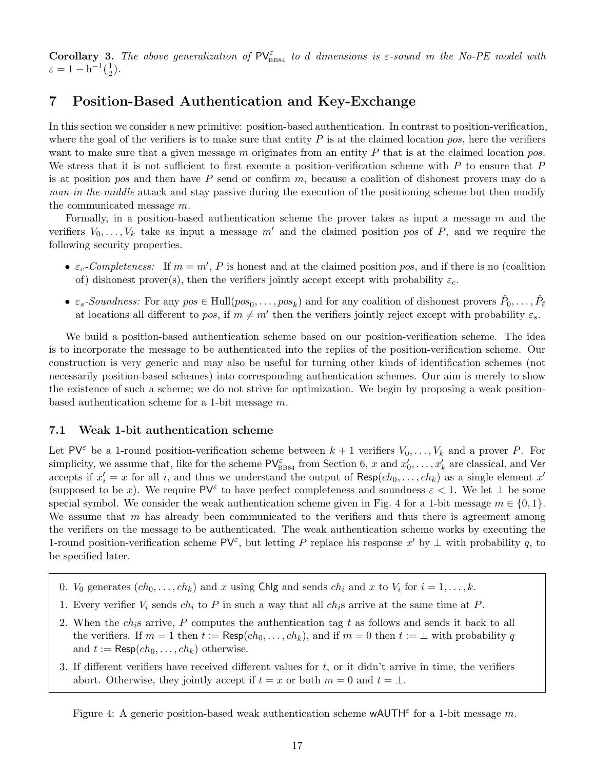**Corollary 3.** *The above generalization of $\mathsf{PV}^{\varepsilon}_{\text{BB84}}$ to $d$ dimensions is $\varepsilon$-sound in the No-PE model with $\varepsilon = 1 - \mathrm{h}^{-1}(\frac{1}{2})$.*

# 7 Position-Based Authentication and Key-Exchange

In this section we consider a new primitive: position-based authentication. In contrast to position-verification, where the goal of the verifiers is to make sure that entity $P$ is at the claimed location *pos*, here the verifiers want to make sure that a given message $m$ originates from an entity $P$ that is at the claimed location *pos*. We stress that it is not sufficient to first execute a position-verification scheme with $P$ to ensure that $P$ is at position *pos* and then have $P$ send or confirm $m$, because a coalition of dishonest provers may do a *man-in-the-middle* attack and stay passive during the execution of the positioning scheme but then modify the communicated message $m$.

Formally, in a position-based authentication scheme the prover takes as input a message $m$ and the verifiers $V_0, \ldots, V_k$ take as input a message $m'$ and the claimed position *pos* of $P$, and we require the following security properties.

- $\varepsilon_c$-*Completeness:* If $m = m'$, $P$ is honest and at the claimed position *pos*, and if there is no (coalition of) dishonest prover(s), then the verifiers jointly accept except with probability $\varepsilon_c$.
- $\varepsilon_s$-*Soundness:* For any $pos \in \mathrm{Hull}(pos_0, \ldots, pos_k)$ and for any coalition of dishonest provers $\hat{P}_0, \ldots, \hat{P}_\ell$ at locations all different to *pos*, if $m \neq m'$ then the verifiers jointly reject except with probability $\varepsilon_s$.

We build a position-based authentication scheme based on our position-verification scheme. The idea is to incorporate the message to be authenticated into the replies of the position-verification scheme. Our construction is very generic and may also be useful for turning other kinds of identification schemes (not necessarily position-based schemes) into corresponding authentication schemes. Our aim is merely to show the existence of such a scheme; we do not strive for optimization. We begin by proposing a weak position-based authentication scheme for a 1-bit message $m$.

## 7.1 Weak 1-bit authentication scheme

Let $\mathsf{PV}^{\varepsilon}$ be a 1-round position-verification scheme between $k+1$ verifiers $V_0, \ldots, V_k$ and a prover $P$. For simplicity, we assume that, like for the scheme $\mathsf{PV}^{\varepsilon}_{\text{BB84}}$ from Section 6, $x$ and $x'_0, \ldots, x'_k$ are classical, and $\mathsf{Ver}$ accepts if $x'_i = x$ for all $i$, and thus we understand the output of $\mathsf{Resp}(ch_0, \ldots, ch_k)$ as a single element $x'$ (supposed to be $x$). We require $\mathsf{PV}^{\varepsilon}$ to have perfect completeness and soundness $\varepsilon < 1$. We let $\perp$ be some special symbol. We consider the weak authentication scheme given in Fig. 4 for a 1-bit message $m \in \{0, 1\}$. We assume that $m$ has already been communicated to the verifiers and thus there is agreement among the verifiers on the message to be authenticated. The weak authentication scheme works by executing the 1-round position-verification scheme $\mathsf{PV}^{\varepsilon}$, but letting $P$ replace his response $x'$ by $\perp$ with probability $q$, to be specified later.

0. $V_0$ generates $(ch_0, \ldots, ch_k)$ and $x$ using $\mathsf{Chlg}$ and sends $ch_i$ and $x$ to $V_i$ for $i = 1, \ldots, k$.
1. Every verifier $V_i$ sends $ch_i$ to $P$ in such a way that all $ch_i$s arrive at the same time at $P$.
2. When the $ch_i$s arrive, $P$ computes the authentication tag $t$ as follows and sends it back to all the verifiers. If $m = 1$ then $t := \mathsf{Resp}(ch_0, \ldots, ch_k)$, and if $m = 0$ then $t := \perp$ with probability $q$ and $t := \mathsf{Resp}(ch_0, \ldots, ch_k)$ otherwise.
3. If different verifiers have received different values for $t$, or it didn't arrive in time, the verifiers abort. Otherwise, they jointly accept if $t = x$ or both $m = 0$ and $t = \perp$.

Figure 4: A generic position-based weak authentication scheme $\mathsf{wAUTH}^{\varepsilon}$ for a 1-bit message $m$.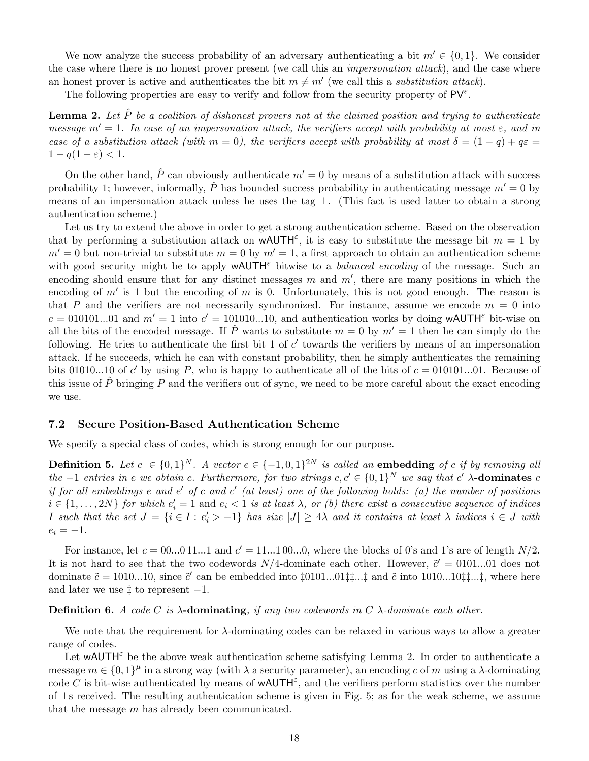We now analyze the success probability of an adversary authenticating a bit $m' \in \{0,1\}$. We consider the case where there is no honest prover present (we call this an *impersonation attack*), and the case where an honest prover is active and authenticates the bit $m \neq m'$ (we call this a *substitution attack*).

The following properties are easy to verify and follow from the security property of $\mathsf{PV}^\varepsilon$.

**Lemma 2.** *Let $\hat{P}$ be a coalition of dishonest provers not at the claimed position and trying to authenticate message $m' = 1$. In case of an impersonation attack, the verifiers accept with probability at most $\varepsilon$, and in case of a substitution attack (with $m = 0$), the verifiers accept with probability at most $\delta = (1-q) + q\varepsilon = 1 - q(1-\varepsilon) < 1$.*

On the other hand, $\hat{P}$ can obviously authenticate $m' = 0$ by means of a substitution attack with success probability 1; however, informally, $\hat{P}$ has bounded success probability in authenticating message $m' = 0$ by means of an impersonation attack unless he uses the tag $\perp$. (This fact is used latter to obtain a strong authentication scheme.)

Let us try to extend the above in order to get a strong authentication scheme. Based on the observation that by performing a substitution attack on $\mathsf{wAUTH}^\varepsilon$, it is easy to substitute the message bit $m = 1$ by $m' = 0$ but non-trivial to substitute $m = 0$ by $m' = 1$, a first approach to obtain an authentication scheme with good security might be to apply $\mathsf{wAUTH}^\varepsilon$ bitwise to a *balanced encoding* of the message. Such an encoding should ensure that for any distinct messages $m$ and $m'$, there are many positions in which the encoding of $m'$ is 1 but the encoding of $m$ is 0. Unfortunately, this is not good enough. The reason is that $P$ and the verifiers are not necessarily synchronized. For instance, assume we encode $m = 0$ into $c = 010101...01$ and $m' = 1$ into $c' = 101010...10$, and authentication works by doing $\mathsf{wAUTH}^\varepsilon$ bit-wise on all the bits of the encoded message. If $\hat{P}$ wants to substitute $m = 0$ by $m' = 1$ then he can simply do the following. He tries to authenticate the first bit 1 of $c'$ towards the verifiers by means of an impersonation attack. If he succeeds, which he can with constant probability, then he simply authenticates the remaining bits 01010...10 of $c'$ by using $P$, who is happy to authenticate all of the bits of $c = 010101...01$. Because of this issue of $\hat{P}$ bringing $P$ and the verifiers out of sync, we need to be more careful about the exact encoding we use.

### 7.2 Secure Position-Based Authentication Scheme

We specify a special class of codes, which is strong enough for our purpose.

**Definition 5.** *Let $c \in \{0,1\}^N$. A vector $e \in \{-1,0,1\}^{2N}$ is called an* **embedding** *of $c$ if by removing all the $-1$ entries in $e$ we obtain $c$. Furthermore, for two strings $c, c' \in \{0,1\}^N$ we say that $c'$* **$\lambda$-dominates** *$c$ if for all embeddings $e$ and $e'$ of $c$ and $c'$ (at least) one of the following holds: (a) the number of positions $i \in \{1,\ldots,2N\}$ for which $e'_i = 1$ and $e_i < 1$ is at least $\lambda$, or (b) there exist a consecutive sequence of indices $I$ such that the set $J = \{i \in I : e'_i > -1\}$ has size $|J| \geq 4\lambda$ and it contains at least $\lambda$ indices $i \in J$ with $e_i = -1$.*

For instance, let $c = 00...0\,11...1$ and $c' = 11...1\,00...0$, where the blocks of 0's and 1's are of length $N/2$. It is not hard to see that the two codewords $N/4$-dominate each other. However, $\tilde{c}' = 0101...01$ does not dominate $\tilde{c} = 1010...10$, since $\tilde{c}'$ can be embedded into ‡0101...01‡‡...‡ and $\tilde{c}$ into 1010...10‡‡...‡, where here and later we use ‡ to represent $-1$.

**Definition 6.** *A code $C$ is* **$\lambda$-dominating***, if any two codewords in $C$ $\lambda$-dominate each other.*

We note that the requirement for $\lambda$-dominating codes can be relaxed in various ways to allow a greater range of codes.

Let $\mathsf{wAUTH}^\varepsilon$ be the above weak authentication scheme satisfying Lemma 2. In order to authenticate a message $m \in \{0,1\}^\mu$ in a strong way (with $\lambda$ a security parameter), an encoding $c$ of $m$ using a $\lambda$-dominating code $C$ is bit-wise authenticated by means of $\mathsf{wAUTH}^\varepsilon$, and the verifiers perform statistics over the number of $\perp$s received. The resulting authentication scheme is given in Fig. 5; as for the weak scheme, we assume that the message $m$ has already been communicated.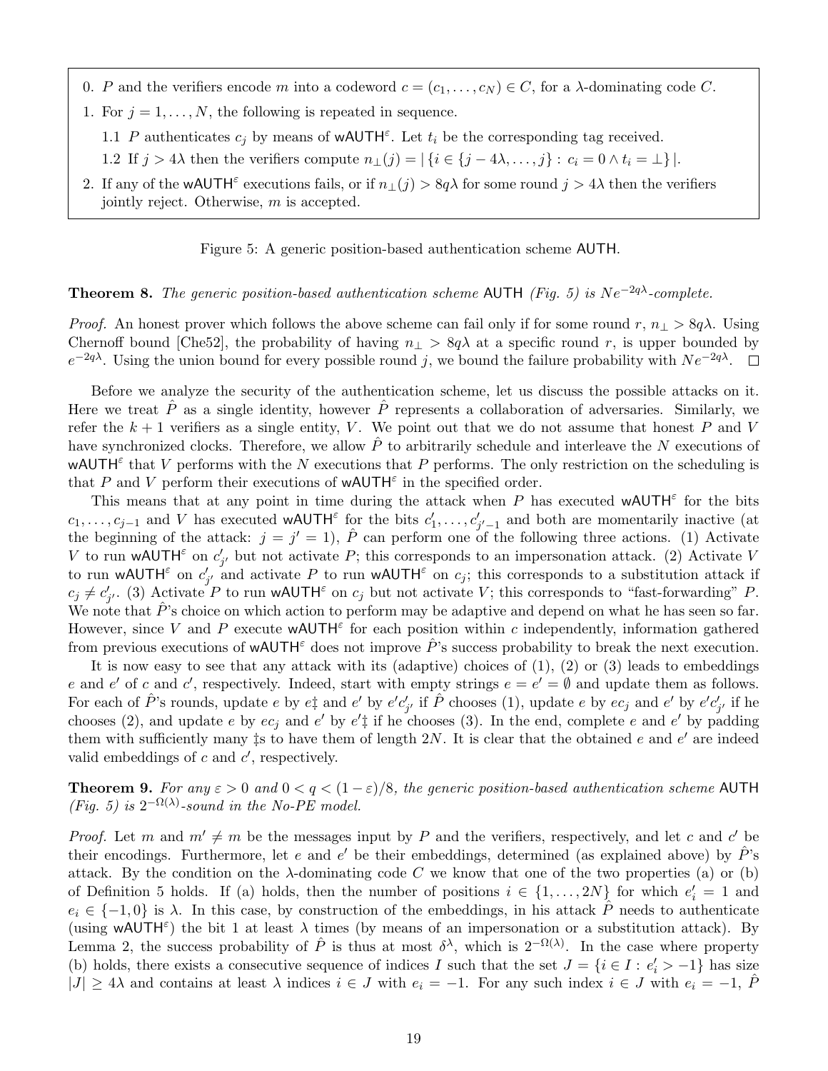0. $P$ and the verifiers encode $m$ into a codeword $c = (c_1, \ldots, c_N) \in C$, for a $\lambda$-dominating code $C$.
1. For $j = 1, \ldots, N$, the following is repeated in sequence.
   1.1 $P$ authenticates $c_j$ by means of $\mathsf{wAUTH}^\varepsilon$. Let $t_i$ be the corresponding tag received.
   1.2 If $j > 4\lambda$ then the verifiers compute $n_\perp(j) = |\{i \in \{j - 4\lambda, \ldots, j\} : c_i = 0 \wedge t_i = \perp\}|$.
2. If any of the $\mathsf{wAUTH}^\varepsilon$ executions fails, or if $n_\perp(j) > 8q\lambda$ for some round $j > 4\lambda$ then the verifiers jointly reject. Otherwise, $m$ is accepted.

Figure 5: A generic position-based authentication scheme $\mathsf{AUTH}$.

**Theorem 8.** *The generic position-based authentication scheme* $\mathsf{AUTH}$ *(Fig. 5) is* $Ne^{-2q\lambda}$*-complete.*

*Proof.* An honest prover which follows the above scheme can fail only if for some round $r$, $n_\perp > 8q\lambda$. Using Chernoff bound [Che52], the probability of having $n_\perp > 8q\lambda$ at a specific round $r$, is upper bounded by $e^{-2q\lambda}$. Using the union bound for every possible round $j$, we bound the failure probability with $Ne^{-2q\lambda}$. □

Before we analyze the security of the authentication scheme, let us discuss the possible attacks on it. Here we treat $\hat{P}$ as a single identity, however $\hat{P}$ represents a collaboration of adversaries. Similarly, we refer the $k+1$ verifiers as a single entity, $V$. We point out that we do not assume that honest $P$ and $V$ have synchronized clocks. Therefore, we allow $\hat{P}$ to arbitrarily schedule and interleave the $N$ executions of $\mathsf{wAUTH}^\varepsilon$ that $V$ performs with the $N$ executions that $P$ performs. The only restriction on the scheduling is that $P$ and $V$ perform their executions of $\mathsf{wAUTH}^\varepsilon$ in the specified order.

This means that at any point in time during the attack when $P$ has executed $\mathsf{wAUTH}^\varepsilon$ for the bits $c_1, \ldots, c_{j-1}$ and $V$ has executed $\mathsf{wAUTH}^\varepsilon$ for the bits $c'_1, \ldots, c'_{j'-1}$ and both are momentarily inactive (at the beginning of the attack: $j = j' = 1$), $\hat{P}$ can perform one of the following three actions. (1) Activate $V$ to run $\mathsf{wAUTH}^\varepsilon$ on $c'_{j'}$ but not activate $P$; this corresponds to an impersonation attack. (2) Activate $V$ to run $\mathsf{wAUTH}^\varepsilon$ on $c'_{j'}$ and activate $P$ to run $\mathsf{wAUTH}^\varepsilon$ on $c_j$; this corresponds to a substitution attack if $c_j \neq c'_{j'}$. (3) Activate $P$ to run $\mathsf{wAUTH}^\varepsilon$ on $c_j$ but not activate $V$; this corresponds to "fast-forwarding" $P$. We note that $\hat{P}$'s choice on which action to perform may be adaptive and depend on what he has seen so far. However, since $V$ and $P$ execute $\mathsf{wAUTH}^\varepsilon$ for each position within $c$ independently, information gathered from previous executions of $\mathsf{wAUTH}^\varepsilon$ does not improve $\hat{P}$'s success probability to break the next execution.

It is now easy to see that any attack with its (adaptive) choices of (1), (2) or (3) leads to embeddings $e$ and $e'$ of $c$ and $c'$, respectively. Indeed, start with empty strings $e = e' = \emptyset$ and update them as follows. For each of $\hat{P}$'s rounds, update $e$ by $e\ddagger$ and $e'$ by $e'c'_{j'}$ if $\hat{P}$ chooses (1), update $e$ by $ec_j$ and $e'$ by $e'c'_{j'}$ if he chooses (2), and update $e$ by $ec_j$ and $e'$ by $e'\ddagger$ if he chooses (3). In the end, complete $e$ and $e'$ by padding them with sufficiently many $\ddagger$s to have them of length $2N$. It is clear that the obtained $e$ and $e'$ are indeed valid embeddings of $c$ and $c'$, respectively.

**Theorem 9.** *For any* $\varepsilon > 0$ *and* $0 < q < (1-\varepsilon)/8$*, the generic position-based authentication scheme* $\mathsf{AUTH}$ *(Fig. 5) is* $2^{-\Omega(\lambda)}$*-sound in the No-PE model.*

*Proof.* Let $m$ and $m' \neq m$ be the messages input by $P$ and the verifiers, respectively, and let $c$ and $c'$ be their encodings. Furthermore, let $e$ and $e'$ be their embeddings, determined (as explained above) by $\hat{P}$'s attack. By the condition on the $\lambda$-dominating code $C$ we know that one of the two properties (a) or (b) of Definition 5 holds. If (a) holds, then the number of positions $i \in \{1, \ldots, 2N\}$ for which $e'_i = 1$ and $e_i \in \{-1, 0\}$ is $\lambda$. In this case, by construction of the embeddings, in his attack $\hat{P}$ needs to authenticate (using $\mathsf{wAUTH}^\varepsilon$) the bit 1 at least $\lambda$ times (by means of an impersonation or a substitution attack). By Lemma 2, the success probability of $\hat{P}$ is thus at most $\delta^\lambda$, which is $2^{-\Omega(\lambda)}$. In the case where property (b) holds, there exists a consecutive sequence of indices $I$ such that the set $J = \{i \in I : e'_i > -1\}$ has size $|J| \geq 4\lambda$ and contains at least $\lambda$ indices $i \in J$ with $e_i = -1$. For any such index $i \in J$ with $e_i = -1$, $\hat{P}$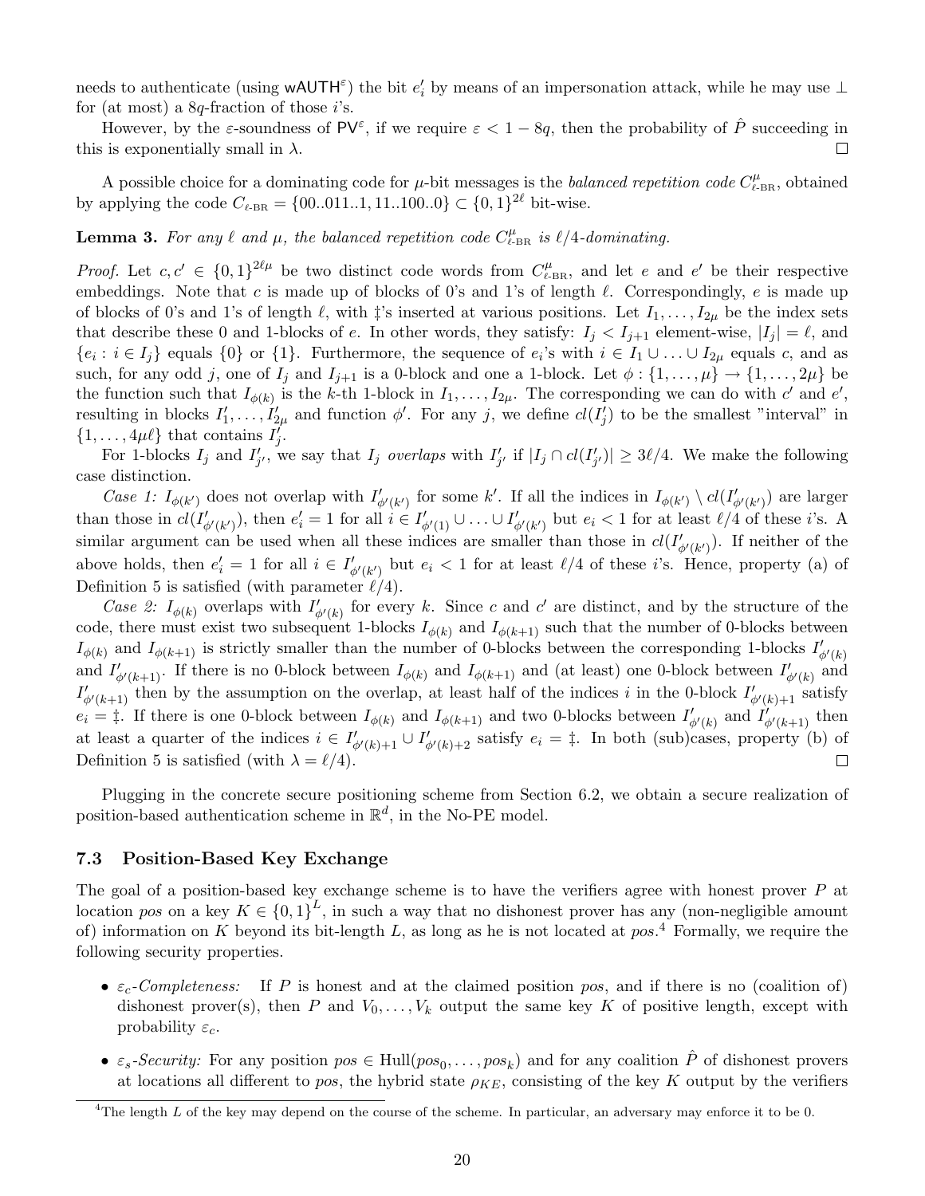needs to authenticate (using $\mathsf{wAUTH}^\varepsilon$) the bit $e'_i$ by means of an impersonation attack, while he may use $\perp$ for (at most) a $8q$-fraction of those $i$'s.

However, by the $\varepsilon$-soundness of $\mathsf{PV}^\varepsilon$, if we require $\varepsilon < 1 - 8q$, then the probability of $\hat{P}$ succeeding in this is exponentially small in $\lambda$. □

A possible choice for a dominating code for $\mu$-bit messages is the *balanced repetition code* $C^\mu_{\ell\text{-BR}}$, obtained by applying the code $C_{\ell\text{-BR}} = \{00..011..1, 11..100..0\} \subset \{0,1\}^{2\ell}$ bit-wise.

**Lemma 3.** *For any $\ell$ and $\mu$, the balanced repetition code $C^\mu_{\ell\text{-BR}}$ is $\ell/4$-dominating.*

*Proof.* Let $c, c' \in \{0,1\}^{2\ell\mu}$ be two distinct code words from $C^\mu_{\ell\text{-BR}}$, and let $e$ and $e'$ be their respective embeddings. Note that $c$ is made up of blocks of 0's and 1's of length $\ell$. Correspondingly, $e$ is made up of blocks of 0's and 1's of length $\ell$, with ‡'s inserted at various positions. Let $I_1, \ldots, I_{2\mu}$ be the index sets that describe these 0 and 1-blocks of $e$. In other words, they satisfy: $I_j < I_{j+1}$ element-wise, $|I_j| = \ell$, and $\{e_i : i \in I_j\}$ equals $\{0\}$ or $\{1\}$. Furthermore, the sequence of $e_i$'s with $i \in I_1 \cup \ldots \cup I_{2\mu}$ equals $c$, and as such, for any odd $j$, one of $I_j$ and $I_{j+1}$ is a 0-block and one a 1-block. Let $\phi : \{1, \ldots, \mu\} \to \{1, \ldots, 2\mu\}$ be the function such that $I_{\phi(k)}$ is the $k$-th 1-block in $I_1, \ldots, I_{2\mu}$. The corresponding we can do with $c'$ and $e'$, resulting in blocks $I'_1, \ldots, I'_{2\mu}$ and function $\phi'$. For any $j$, we define $cl(I'_j)$ to be the smallest "interval" in $\{1, \ldots, 4\mu\ell\}$ that contains $I'_j$.

For 1-blocks $I_j$ and $I'_{j'}$, we say that $I_j$ *overlaps* with $I'_{j'}$ if $|I_j \cap cl(I'_{j'})| \geq 3\ell/4$. We make the following case distinction.

*Case 1:* $I_{\phi(k')}$ does not overlap with $I'_{\phi'(k')}$ for some $k'$. If all the indices in $I_{\phi(k')} \setminus cl(I'_{\phi'(k')})$ are larger than those in $cl(I'_{\phi'(k')})$, then $e'_i = 1$ for all $i \in I'_{\phi'(1)} \cup \ldots \cup I'_{\phi'(k')}$ but $e_i < 1$ for at least $\ell/4$ of these $i$'s. A similar argument can be used when all these indices are smaller than those in $cl(I'_{\phi'(k')})$. If neither of the above holds, then $e'_i = 1$ for all $i \in I'_{\phi'(k')}$ but $e_i < 1$ for at least $\ell/4$ of these $i$'s. Hence, property (a) of Definition 5 is satisfied (with parameter $\ell/4$).

*Case 2:* $I_{\phi(k)}$ overlaps with $I'_{\phi'(k)}$ for every $k$. Since $c$ and $c'$ are distinct, and by the structure of the code, there must exist two subsequent 1-blocks $I_{\phi(k)}$ and $I_{\phi(k+1)}$ such that the number of 0-blocks between $I_{\phi(k)}$ and $I_{\phi(k+1)}$ is strictly smaller than the number of 0-blocks between the corresponding 1-blocks $I'_{\phi'(k)}$ and $I'_{\phi'(k+1)}$. If there is no 0-block between $I_{\phi(k)}$ and $I_{\phi(k+1)}$ and (at least) one 0-block between $I'_{\phi'(k)}$ and $I'_{\phi'(k+1)}$ then by the assumption on the overlap, at least half of the indices $i$ in the 0-block $I'_{\phi'(k)+1}$ satisfy $e_i = ‡$. If there is one 0-block between $I_{\phi(k)}$ and $I_{\phi(k+1)}$ and two 0-blocks between $I'_{\phi'(k)}$ and $I'_{\phi'(k+1)}$ then at least a quarter of the indices $i \in I'_{\phi'(k)+1} \cup I'_{\phi'(k)+2}$ satisfy $e_i = ‡$. In both (sub)cases, property (b) of Definition 5 is satisfied (with $\lambda = \ell/4$). □

Plugging in the concrete secure positioning scheme from Section 6.2, we obtain a secure realization of position-based authentication scheme in $\mathbb{R}^d$, in the No-PE model.

### 7.3 Position-Based Key Exchange

The goal of a position-based key exchange scheme is to have the verifiers agree with honest prover $P$ at location *pos* on a key $K \in \{0,1\}^L$, in such a way that no dishonest prover has any (non-negligible amount of) information on $K$ beyond its bit-length $L$, as long as he is not located at *pos*.[4] Formally, we require the following security properties.

- $\varepsilon_c$-*Completeness:* If $P$ is honest and at the claimed position *pos*, and if there is no (coalition of) dishonest prover(s), then $P$ and $V_0, \ldots, V_k$ output the same key $K$ of positive length, except with probability $\varepsilon_c$.
- $\varepsilon_s$-*Security:* For any position $pos \in \text{Hull}(pos_0, \ldots, pos_k)$ and for any coalition $\hat{P}$ of dishonest provers at locations all different to *pos*, the hybrid state $\rho_{KE}$, consisting of the key $K$ output by the verifiers

[4] The length $L$ of the key may depend on the course of the scheme. In particular, an adversary may enforce it to be 0.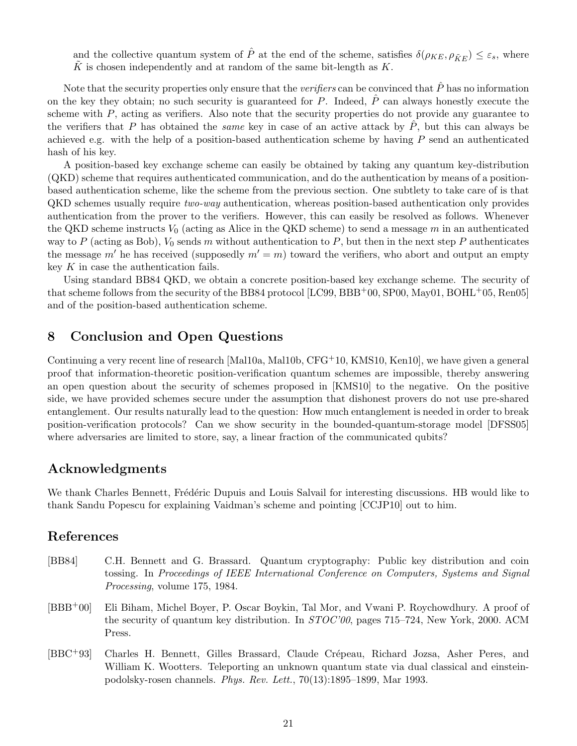and the collective quantum system of $\hat{P}$ at the end of the scheme, satisfies $\delta(\rho_{KE}, \rho_{\tilde{K}E}) \leq \varepsilon_s$, where $\tilde{K}$ is chosen independently and at random of the same bit-length as $K$.

Note that the security properties only ensure that the *verifiers* can be convinced that $\hat{P}$ has no information on the key they obtain; no such security is guaranteed for $P$. Indeed, $\hat{P}$ can always honestly execute the scheme with $P$, acting as verifiers. Also note that the security properties do not provide any guarantee to the verifiers that $P$ has obtained the *same* key in case of an active attack by $\hat{P}$, but this can always be achieved e.g. with the help of a position-based authentication scheme by having $P$ send an authenticated hash of his key.

A position-based key exchange scheme can easily be obtained by taking any quantum key-distribution (QKD) scheme that requires authenticated communication, and do the authentication by means of a position-based authentication scheme, like the scheme from the previous section. One subtlety to take care of is that QKD schemes usually require *two-way* authentication, whereas position-based authentication only provides authentication from the prover to the verifiers. However, this can easily be resolved as follows. Whenever the QKD scheme instructs $V_0$ (acting as Alice in the QKD scheme) to send a message $m$ in an authenticated way to $P$ (acting as Bob), $V_0$ sends $m$ without authentication to $P$, but then in the next step $P$ authenticates the message $m'$ he has received (supposedly $m' = m$) toward the verifiers, who abort and output an empty key $K$ in case the authentication fails.

Using standard BB84 QKD, we obtain a concrete position-based key exchange scheme. The security of that scheme follows from the security of the BB84 protocol [LC99, BBB+00, SP00, May01, BOHL+05, Ren05] and of the position-based authentication scheme.

## 8 Conclusion and Open Questions

Continuing a very recent line of research [Mal10a, Mal10b, CFG+10, KMS10, Ken10], we have given a general proof that information-theoretic position-verification quantum schemes are impossible, thereby answering an open question about the security of schemes proposed in [KMS10] to the negative. On the positive side, we have provided schemes secure under the assumption that dishonest provers do not use pre-shared entanglement. Our results naturally lead to the question: How much entanglement is needed in order to break position-verification protocols? Can we show security in the bounded-quantum-storage model [DFSS05] where adversaries are limited to store, say, a linear fraction of the communicated qubits?

## Acknowledgments

We thank Charles Bennett, Frédéric Dupuis and Louis Salvail for interesting discussions. HB would like to thank Sandu Popescu for explaining Vaidman's scheme and pointing [CCJP10] out to him.

## References

[BB84] C.H. Bennett and G. Brassard. Quantum cryptography: Public key distribution and coin tossing. In *Proceedings of IEEE International Conference on Computers, Systems and Signal Processing*, volume 175, 1984.

[BBB+00] Eli Biham, Michel Boyer, P. Oscar Boykin, Tal Mor, and Vwani P. Roychowdhury. A proof of the security of quantum key distribution. In *STOC'00*, pages 715–724, New York, 2000. ACM Press.

[BBC+93] Charles H. Bennett, Gilles Brassard, Claude Crépeau, Richard Jozsa, Asher Peres, and William K. Wootters. Teleporting an unknown quantum state via dual classical and einstein-podolsky-rosen channels. *Phys. Rev. Lett.*, 70(13):1895–1899, Mar 1993.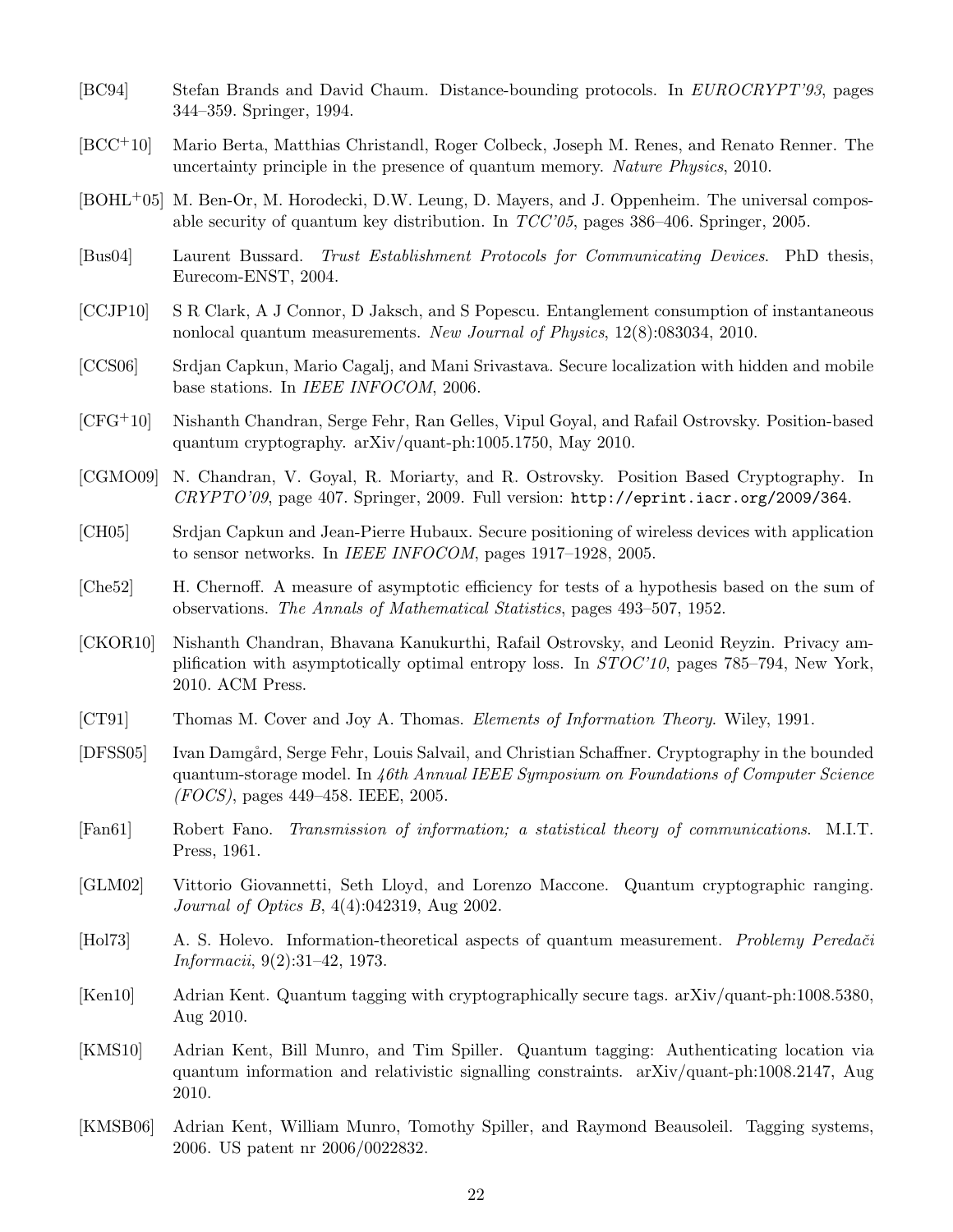[BC94] Stefan Brands and David Chaum. Distance-bounding protocols. In *EUROCRYPT'93*, pages 344–359. Springer, 1994.

[BCC+10] Mario Berta, Matthias Christandl, Roger Colbeck, Joseph M. Renes, and Renato Renner. The uncertainty principle in the presence of quantum memory. *Nature Physics*, 2010.

[BOHL+05] M. Ben-Or, M. Horodecki, D.W. Leung, D. Mayers, and J. Oppenheim. The universal composable security of quantum key distribution. In *TCC'05*, pages 386–406. Springer, 2005.

[Bus04] Laurent Bussard. *Trust Establishment Protocols for Communicating Devices*. PhD thesis, Eurecom-ENST, 2004.

[CCJP10] S R Clark, A J Connor, D Jaksch, and S Popescu. Entanglement consumption of instantaneous nonlocal quantum measurements. *New Journal of Physics*, 12(8):083034, 2010.

[CCS06] Srdjan Capkun, Mario Cagalj, and Mani Srivastava. Secure localization with hidden and mobile base stations. In *IEEE INFOCOM*, 2006.

[CFG+10] Nishanth Chandran, Serge Fehr, Ran Gelles, Vipul Goyal, and Rafail Ostrovsky. Position-based quantum cryptography. arXiv/quant-ph:1005.1750, May 2010.

[CGMO09] N. Chandran, V. Goyal, R. Moriarty, and R. Ostrovsky. Position Based Cryptography. In *CRYPTO'09*, page 407. Springer, 2009. Full version: `http://eprint.iacr.org/2009/364`.

[CH05] Srdjan Capkun and Jean-Pierre Hubaux. Secure positioning of wireless devices with application to sensor networks. In *IEEE INFOCOM*, pages 1917–1928, 2005.

[Che52] H. Chernoff. A measure of asymptotic efficiency for tests of a hypothesis based on the sum of observations. *The Annals of Mathematical Statistics*, pages 493–507, 1952.

[CKOR10] Nishanth Chandran, Bhavana Kanukurthi, Rafail Ostrovsky, and Leonid Reyzin. Privacy amplification with asymptotically optimal entropy loss. In *STOC'10*, pages 785–794, New York, 2010. ACM Press.

[CT91] Thomas M. Cover and Joy A. Thomas. *Elements of Information Theory*. Wiley, 1991.

[DFSS05] Ivan Damgård, Serge Fehr, Louis Salvail, and Christian Schaffner. Cryptography in the bounded quantum-storage model. In *46th Annual IEEE Symposium on Foundations of Computer Science (FOCS)*, pages 449–458. IEEE, 2005.

[Fan61] Robert Fano. *Transmission of information; a statistical theory of communications*. M.I.T. Press, 1961.

[GLM02] Vittorio Giovannetti, Seth Lloyd, and Lorenzo Maccone. Quantum cryptographic ranging. *Journal of Optics B*, 4(4):042319, Aug 2002.

[Hol73] A. S. Holevo. Information-theoretical aspects of quantum measurement. *Problemy Peredači Informacii*, 9(2):31–42, 1973.

[Ken10] Adrian Kent. Quantum tagging with cryptographically secure tags. arXiv/quant-ph:1008.5380, Aug 2010.

[KMS10] Adrian Kent, Bill Munro, and Tim Spiller. Quantum tagging: Authenticating location via quantum information and relativistic signalling constraints. arXiv/quant-ph:1008.2147, Aug 2010.

[KMSB06] Adrian Kent, William Munro, Tomothy Spiller, and Raymond Beausoleil. Tagging systems, 2006. US patent nr 2006/0022832.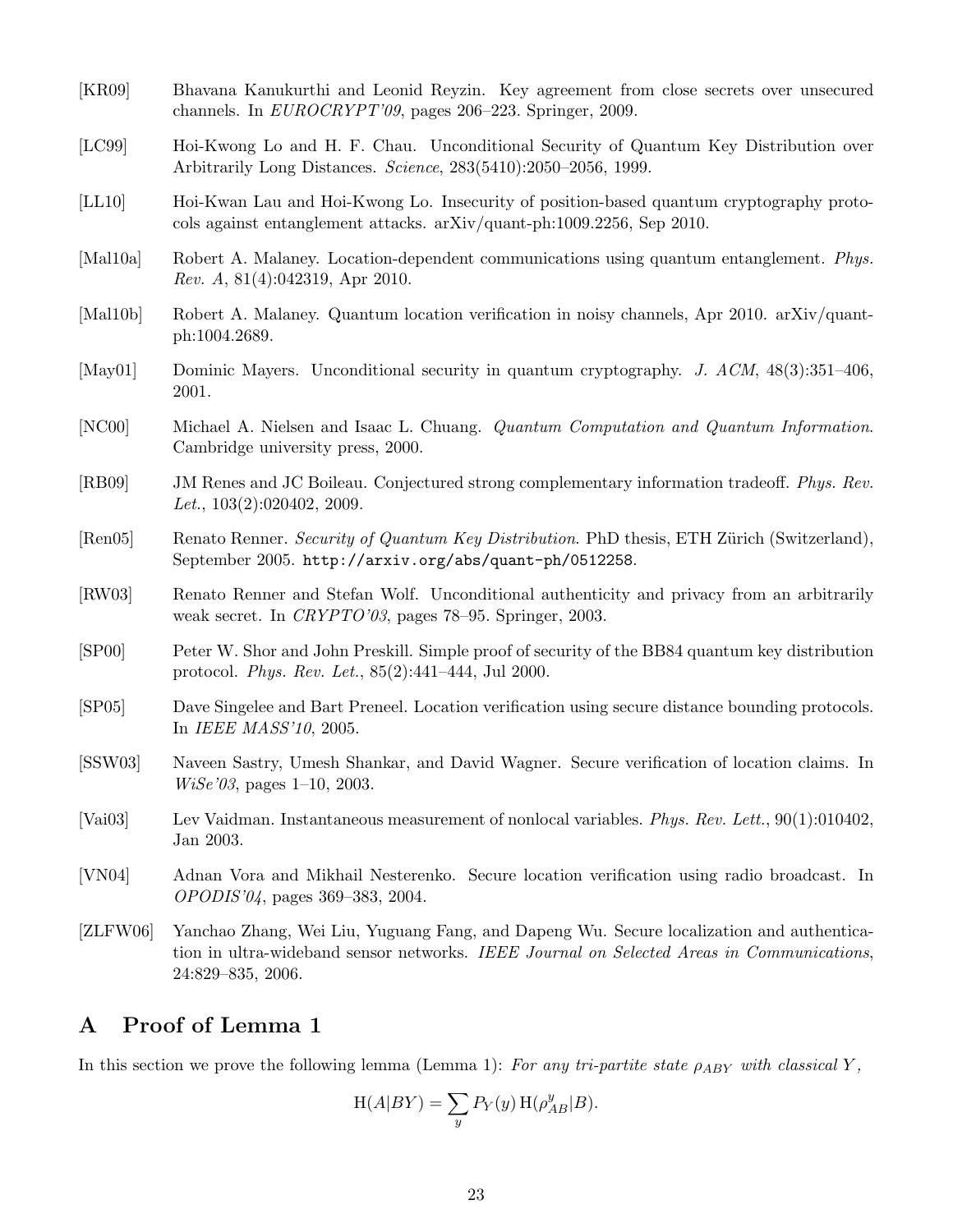[KR09] Bhavana Kanukurthi and Leonid Reyzin. Key agreement from close secrets over unsecured channels. In *EUROCRYPT'09*, pages 206–223. Springer, 2009.

[LC99] Hoi-Kwong Lo and H. F. Chau. Unconditional Security of Quantum Key Distribution over Arbitrarily Long Distances. *Science*, 283(5410):2050–2056, 1999.

[LL10] Hoi-Kwan Lau and Hoi-Kwong Lo. Insecurity of position-based quantum cryptography protocols against entanglement attacks. arXiv/quant-ph:1009.2256, Sep 2010.

[Mal10a] Robert A. Malaney. Location-dependent communications using quantum entanglement. *Phys. Rev. A*, 81(4):042319, Apr 2010.

[Mal10b] Robert A. Malaney. Quantum location verification in noisy channels, Apr 2010. arXiv/quant-ph:1004.2689.

[May01] Dominic Mayers. Unconditional security in quantum cryptography. *J. ACM*, 48(3):351–406, 2001.

[NC00] Michael A. Nielsen and Isaac L. Chuang. *Quantum Computation and Quantum Information*. Cambridge university press, 2000.

[RB09] JM Renes and JC Boileau. Conjectured strong complementary information tradeoff. *Phys. Rev. Lett.*, 103(2):020402, 2009.

[Ren05] Renato Renner. *Security of Quantum Key Distribution*. PhD thesis, ETH Zürich (Switzerland), September 2005. `http://arxiv.org/abs/quant-ph/0512258`.

[RW03] Renato Renner and Stefan Wolf. Unconditional authenticity and privacy from an arbitrarily weak secret. In *CRYPTO'03*, pages 78–95. Springer, 2003.

[SP00] Peter W. Shor and John Preskill. Simple proof of security of the BB84 quantum key distribution protocol. *Phys. Rev. Lett.*, 85(2):441–444, Jul 2000.

[SP05] Dave Singelee and Bart Preneel. Location verification using secure distance bounding protocols. In *IEEE MASS'10*, 2005.

[SSW03] Naveen Sastry, Umesh Shankar, and David Wagner. Secure verification of location claims. In *WiSe'03*, pages 1–10, 2003.

[Vai03] Lev Vaidman. Instantaneous measurement of nonlocal variables. *Phys. Rev. Lett.*, 90(1):010402, Jan 2003.

[VN04] Adnan Vora and Mikhail Nesterenko. Secure location verification using radio broadcast. In *OPODIS'04*, pages 369–383, 2004.

[ZLFW06] Yanchao Zhang, Wei Liu, Yuguang Fang, and Dapeng Wu. Secure localization and authentication in ultra-wideband sensor networks. *IEEE Journal on Selected Areas in Communications*, 24:829–835, 2006.

# A Proof of Lemma 1

In this section we prove the following lemma (Lemma 1): *For any tri-partite state $\rho_{ABY}$ with classical $Y$,*

$$\mathrm{H}(A|BY) = \sum_y P_Y(y)\, \mathrm{H}(\rho_{AB}^y|B).$$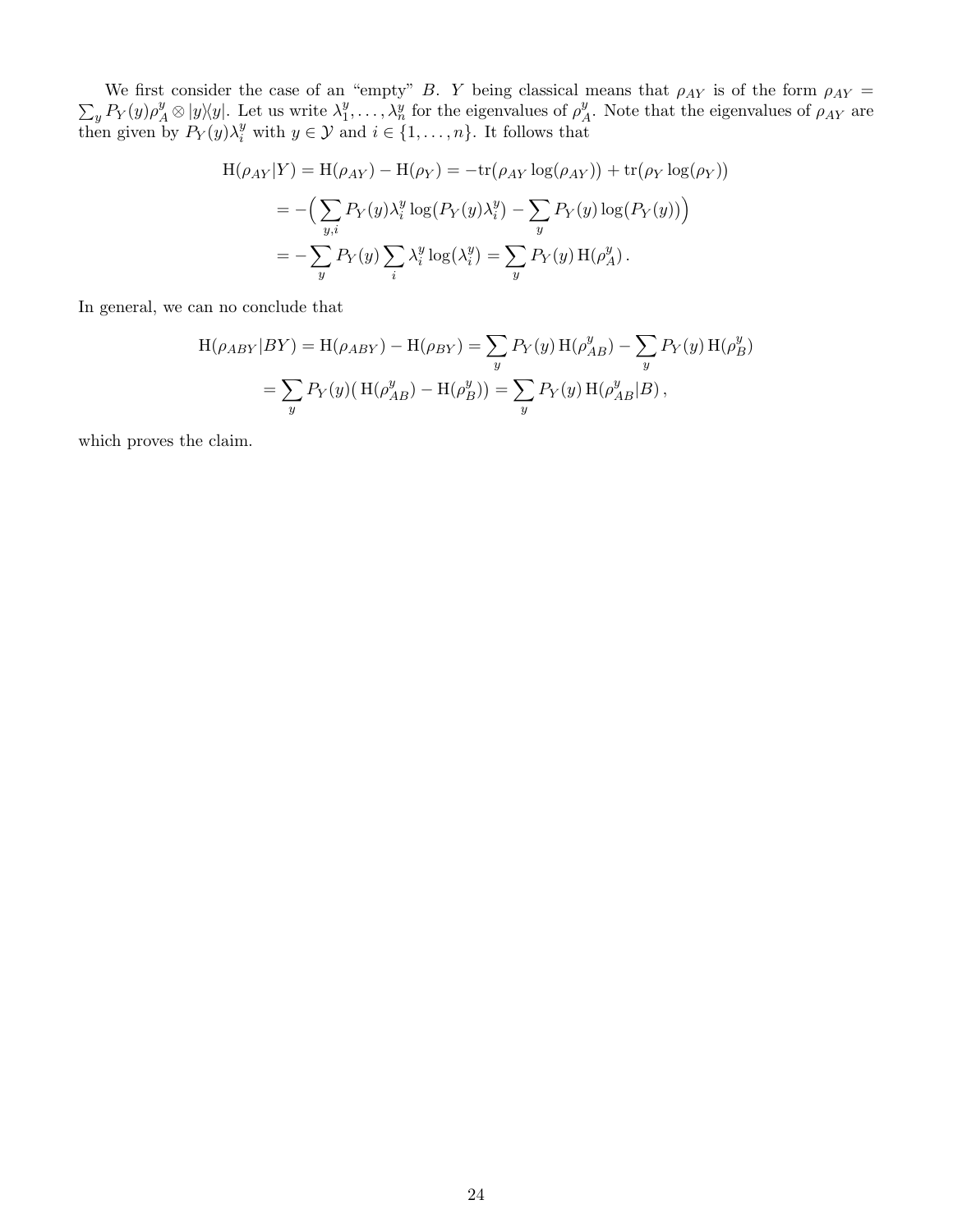We first consider the case of an "empty" $B$. $Y$ being classical means that $\rho_{AY}$ is of the form $\rho_{AY} = \sum_y P_Y(y)\rho_A^y \otimes |y\rangle\langle y|$. Let us write $\lambda_1^y, \ldots, \lambda_n^y$ for the eigenvalues of $\rho_A^y$. Note that the eigenvalues of $\rho_{AY}$ are then given by $P_Y(y)\lambda_i^y$ with $y \in \mathcal{Y}$ and $i \in \{1, \ldots, n\}$. It follows that

$$
\begin{aligned}
\mathrm{H}(\rho_{AY}|Y) = \mathrm{H}(\rho_{AY}) - \mathrm{H}(\rho_Y) &= -\mathrm{tr}\big(\rho_{AY}\log(\rho_{AY})\big) + \mathrm{tr}\big(\rho_Y \log(\rho_Y)\big) \\
&= -\Big(\sum_{y,i} P_Y(y)\lambda_i^y \log\big(P_Y(y)\lambda_i^y\big) - \sum_y P_Y(y)\log\big(P_Y(y)\big)\Big) \\
&= -\sum_y P_Y(y)\sum_i \lambda_i^y \log(\lambda_i^y) = \sum_y P_Y(y)\,\mathrm{H}(\rho_A^y)\,.
\end{aligned}
$$

In general, we can no conclude that

$$
\begin{aligned}
\mathrm{H}(\rho_{ABY}|BY) = \mathrm{H}(\rho_{ABY}) - \mathrm{H}(\rho_{BY}) &= \sum_y P_Y(y)\,\mathrm{H}(\rho_{AB}^y) - \sum_y P_Y(y)\,\mathrm{H}(\rho_B^y) \\
&= \sum_y P_Y(y)\big(\,\mathrm{H}(\rho_{AB}^y) - \mathrm{H}(\rho_B^y)\big) = \sum_y P_Y(y)\,\mathrm{H}(\rho_{AB}^y|B)\,,
\end{aligned}
$$

which proves the claim.